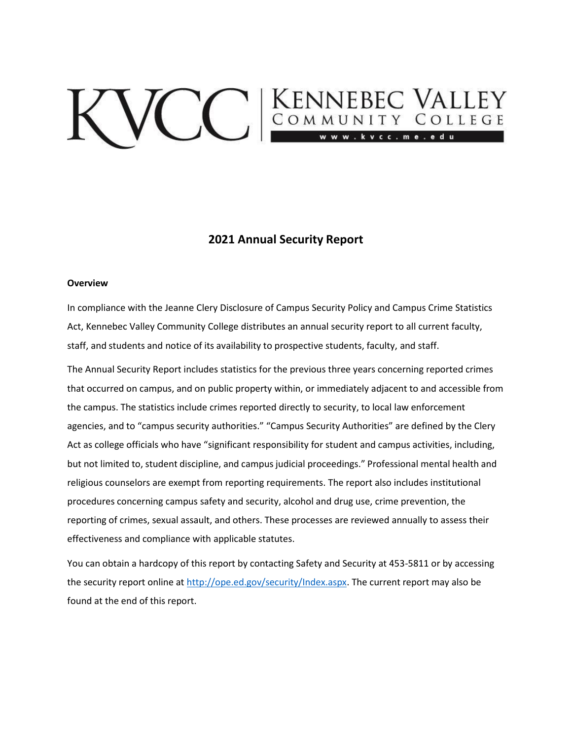KVCC | KENNEBEC VALLEY COMMUNITY COLLEGE

www.kvcc.me.edu

# 2021 Annual Security Report

**Overview**

In compliance with the Jeanne Clery Disclosure of Campus Security Policy and Campus Crime Statistics Act, Kennebec Valley Community College distributes an annual security report to all current faculty, staff, and students and notice of its availability to prospective students, faculty, and staff.

The Annual Security Report includes statistics for the previous three years concerning reported crimes that occurred on campus, and on public property within, or immediately adjacent to and accessible from the campus. The statistics include crimes reported directly to security, to local law enforcement agencies, and to "campus security authorities." "Campus Security Authorities" are defined by the Clery Act as college officials who have "significant responsibility for student and campus activities, including, but not limited to, student discipline, and campus judicial proceedings." Professional mental health and religious counselors are exempt from reporting requirements. The report also includes institutional procedures concerning campus safety and security, alcohol and drug use, crime prevention, the reporting of crimes, sexual assault, and others. These processes are reviewed annually to assess their effectiveness and compliance with applicable statutes.

You can obtain a hardcopy of this report by contacting Safety and Security at 453-5811 or by accessing the security report online at http://ope.ed.gov/security/Index.aspx. The current report may also be found at the end of this report.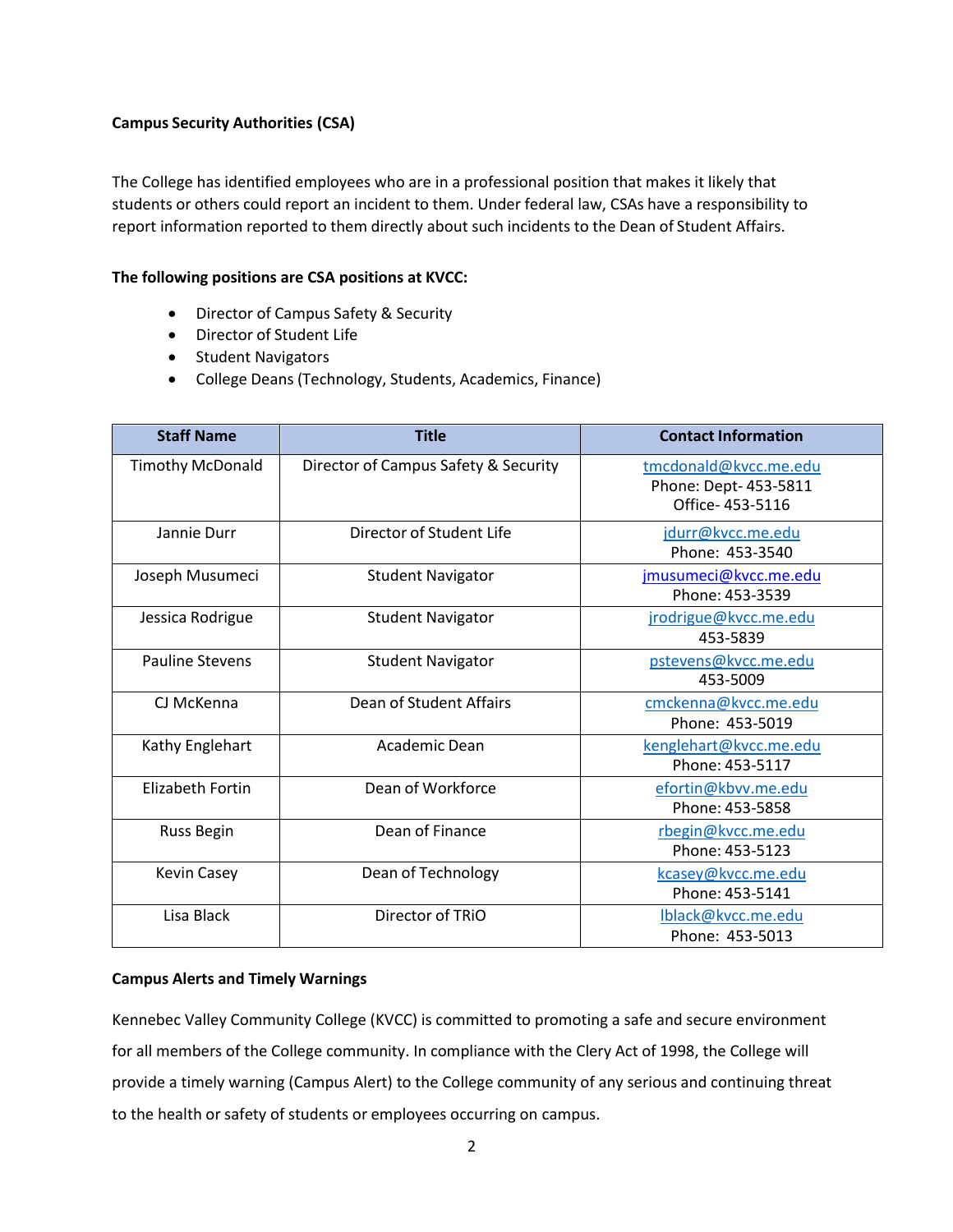**Campus Security Authorities (CSA)**

The College has identified employees who are in a professional position that makes it likely that students or others could report an incident to them. Under federal law, CSAs have a responsibility to report information reported to them directly about such incidents to the Dean of Student Affairs.

**The following positions are CSA positions at KVCC:**

- Director of Campus Safety & Security
- Director of Student Life
- Student Navigators
- College Deans (Technology, Students, Academics, Finance)

| Staff Name | Title | Contact Information |
|---|---|---|
| Timothy McDonald | Director of Campus Safety & Security | tmcdonald@kvcc.me.edu<br>Phone: Dept- 453-5811<br>Office- 453-5116 |
| Jannie Durr | Director of Student Life | jdurr@kvcc.me.edu<br>Phone: 453-3540 |
| Joseph Musumeci | Student Navigator | jmusumeci@kvcc.me.edu<br>Phone: 453-3539 |
| Jessica Rodrigue | Student Navigator | jrodrigue@kvcc.me.edu<br>453-5839 |
| Pauline Stevens | Student Navigator | pstevens@kvcc.me.edu<br>453-5009 |
| CJ McKenna | Dean of Student Affairs | cmckenna@kvcc.me.edu<br>Phone: 453-5019 |
| Kathy Englehart | Academic Dean | kenglehart@kvcc.me.edu<br>Phone: 453-5117 |
| Elizabeth Fortin | Dean of Workforce | efortin@kbvv.me.edu<br>Phone: 453-5858 |
| Russ Begin | Dean of Finance | rbegin@kvcc.me.edu<br>Phone: 453-5123 |
| Kevin Casey | Dean of Technology | kcasey@kvcc.me.edu<br>Phone: 453-5141 |
| Lisa Black | Director of TRiO | lblack@kvcc.me.edu<br>Phone: 453-5013 |

**Campus Alerts and Timely Warnings**

Kennebec Valley Community College (KVCC) is committed to promoting a safe and secure environment for all members of the College community. In compliance with the Clery Act of 1998, the College will provide a timely warning (Campus Alert) to the College community of any serious and continuing threat to the health or safety of students or employees occurring on campus.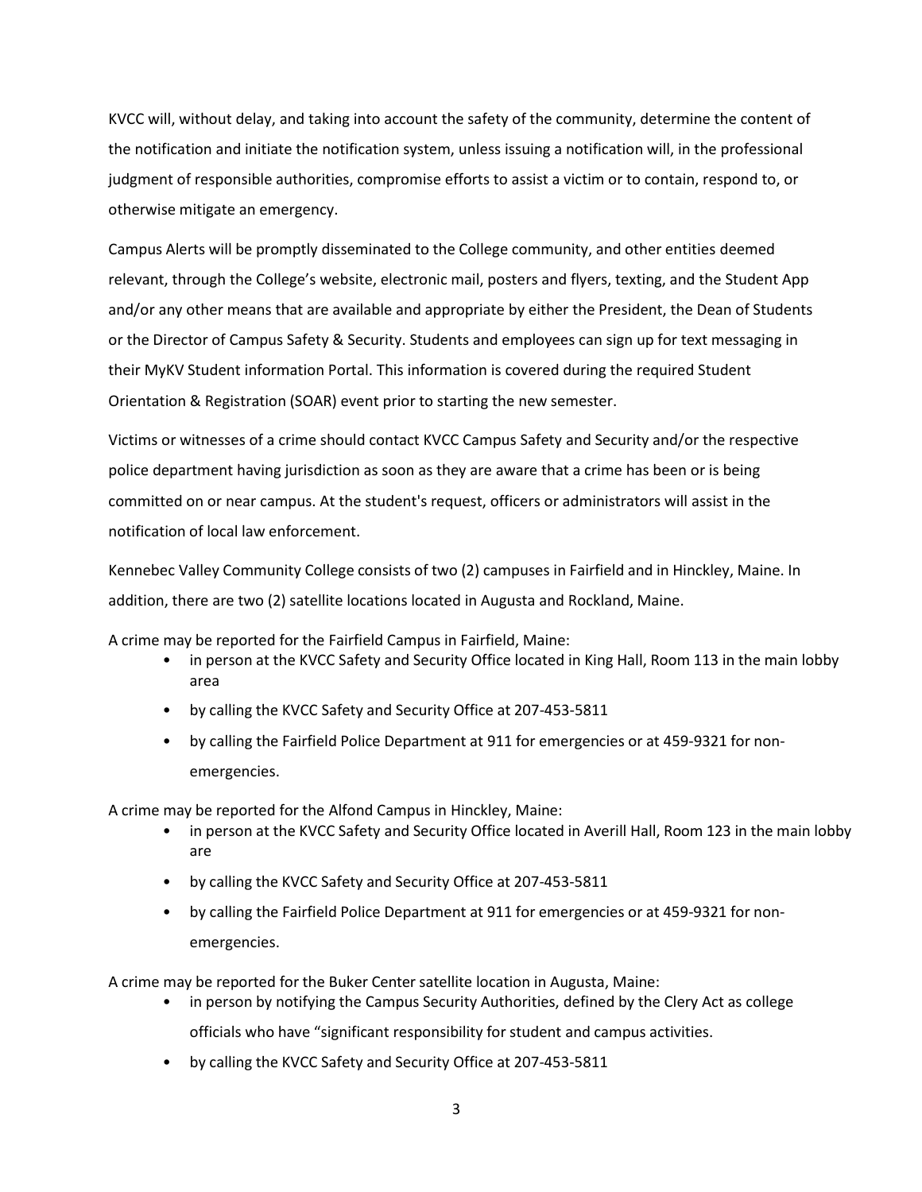KVCC will, without delay, and taking into account the safety of the community, determine the content of the notification and initiate the notification system, unless issuing a notification will, in the professional judgment of responsible authorities, compromise efforts to assist a victim or to contain, respond to, or otherwise mitigate an emergency.

Campus Alerts will be promptly disseminated to the College community, and other entities deemed relevant, through the College's website, electronic mail, posters and flyers, texting, and the Student App and/or any other means that are available and appropriate by either the President, the Dean of Students or the Director of Campus Safety & Security. Students and employees can sign up for text messaging in their MyKV Student information Portal. This information is covered during the required Student Orientation & Registration (SOAR) event prior to starting the new semester.

Victims or witnesses of a crime should contact KVCC Campus Safety and Security and/or the respective police department having jurisdiction as soon as they are aware that a crime has been or is being committed on or near campus. At the student's request, officers or administrators will assist in the notification of local law enforcement.

Kennebec Valley Community College consists of two (2) campuses in Fairfield and in Hinckley, Maine. In addition, there are two (2) satellite locations located in Augusta and Rockland, Maine.

A crime may be reported for the Fairfield Campus in Fairfield, Maine:

- in person at the KVCC Safety and Security Office located in King Hall, Room 113 in the main lobby area
- by calling the KVCC Safety and Security Office at 207-453-5811
- by calling the Fairfield Police Department at 911 for emergencies or at 459-9321 for non-emergencies.

A crime may be reported for the Alfond Campus in Hinckley, Maine:

- in person at the KVCC Safety and Security Office located in Averill Hall, Room 123 in the main lobby are
- by calling the KVCC Safety and Security Office at 207-453-5811
- by calling the Fairfield Police Department at 911 for emergencies or at 459-9321 for non-emergencies.

A crime may be reported for the Buker Center satellite location in Augusta, Maine:

- in person by notifying the Campus Security Authorities, defined by the Clery Act as college officials who have "significant responsibility for student and campus activities.
- by calling the KVCC Safety and Security Office at 207-453-5811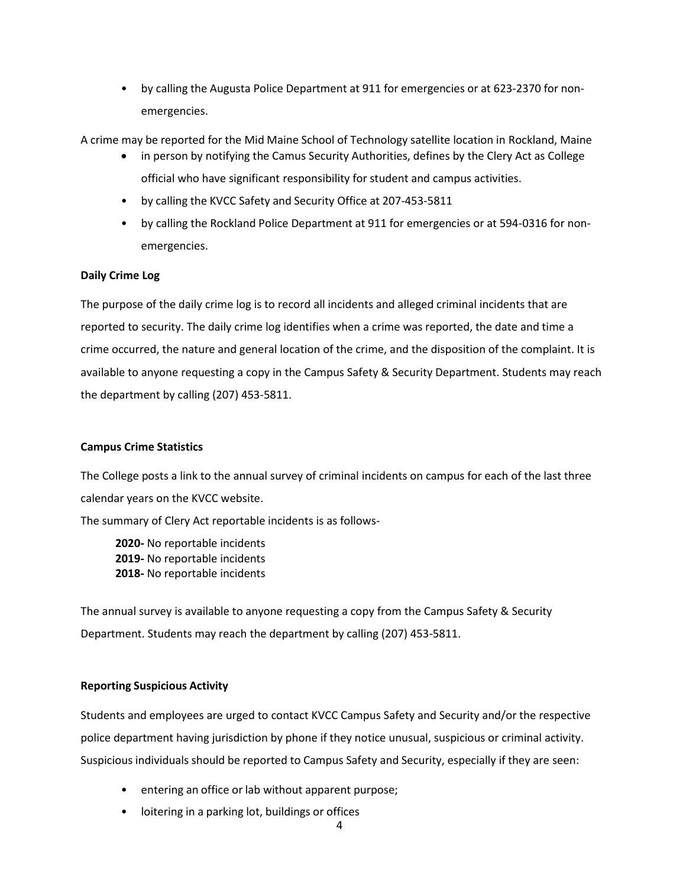- by calling the Augusta Police Department at 911 for emergencies or at 623-2370 for non-emergencies.

A crime may be reported for the Mid Maine School of Technology satellite location in Rockland, Maine

- in person by notifying the Camus Security Authorities, defines by the Clery Act as College official who have significant responsibility for student and campus activities.
- by calling the KVCC Safety and Security Office at 207-453-5811
- by calling the Rockland Police Department at 911 for emergencies or at 594-0316 for non-emergencies.

**Daily Crime Log**

The purpose of the daily crime log is to record all incidents and alleged criminal incidents that are reported to security. The daily crime log identifies when a crime was reported, the date and time a crime occurred, the nature and general location of the crime, and the disposition of the complaint. It is available to anyone requesting a copy in the Campus Safety & Security Department. Students may reach the department by calling (207) 453-5811.

**Campus Crime Statistics**

The College posts a link to the annual survey of criminal incidents on campus for each of the last three calendar years on the KVCC website.

The summary of Clery Act reportable incidents is as follows-

**2020-** No reportable incidents
**2019-** No reportable incidents
**2018-** No reportable incidents

The annual survey is available to anyone requesting a copy from the Campus Safety & Security Department. Students may reach the department by calling (207) 453-5811.

**Reporting Suspicious Activity**

Students and employees are urged to contact KVCC Campus Safety and Security and/or the respective police department having jurisdiction by phone if they notice unusual, suspicious or criminal activity. Suspicious individuals should be reported to Campus Safety and Security, especially if they are seen:

- entering an office or lab without apparent purpose;
- loitering in a parking lot, buildings or offices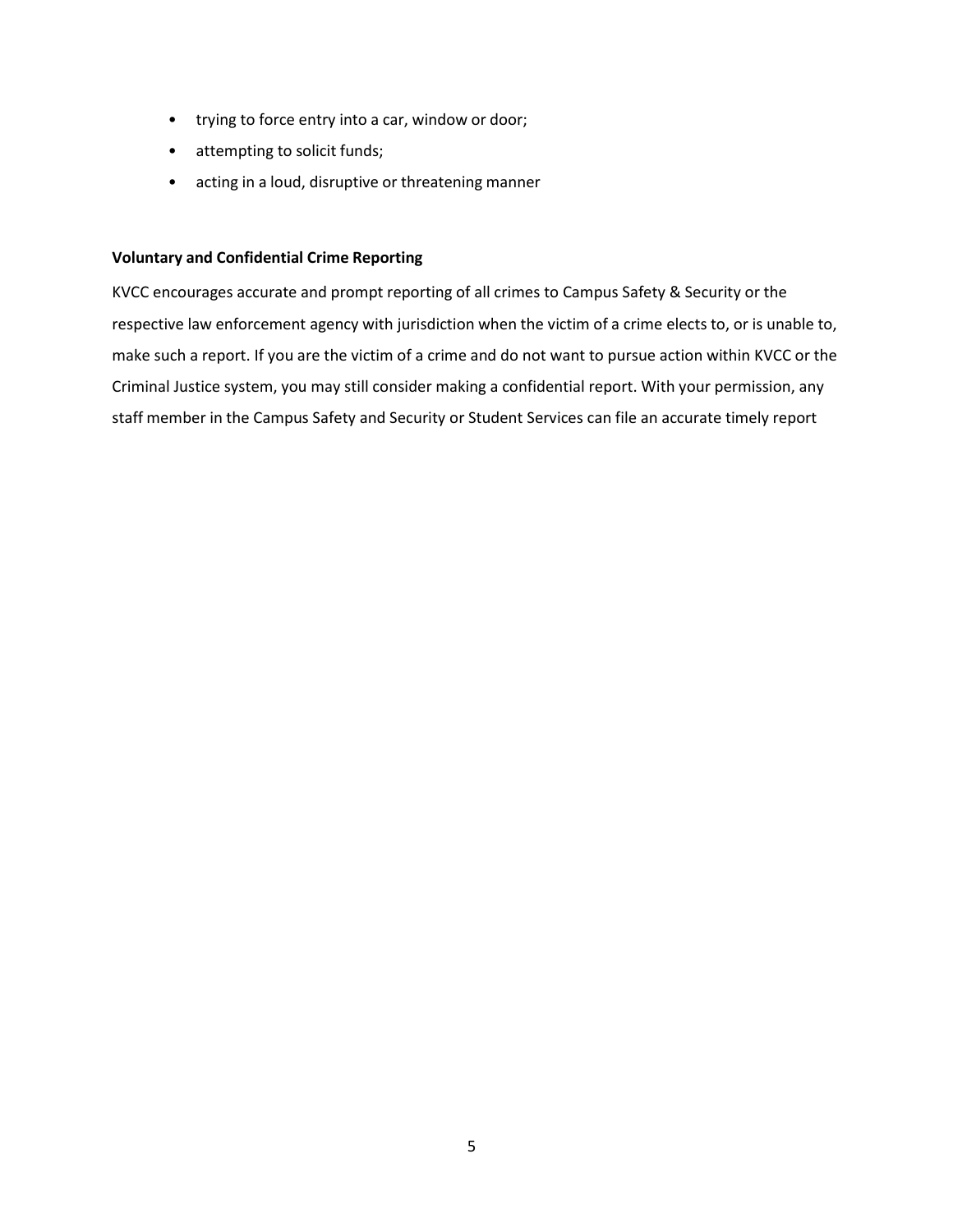- trying to force entry into a car, window or door;
- attempting to solicit funds;
- acting in a loud, disruptive or threatening manner

**Voluntary and Confidential Crime Reporting**

KVCC encourages accurate and prompt reporting of all crimes to Campus Safety & Security or the respective law enforcement agency with jurisdiction when the victim of a crime elects to, or is unable to, make such a report. If you are the victim of a crime and do not want to pursue action within KVCC or the Criminal Justice system, you may still consider making a confidential report. With your permission, any staff member in the Campus Safety and Security or Student Services can file an accurate timely report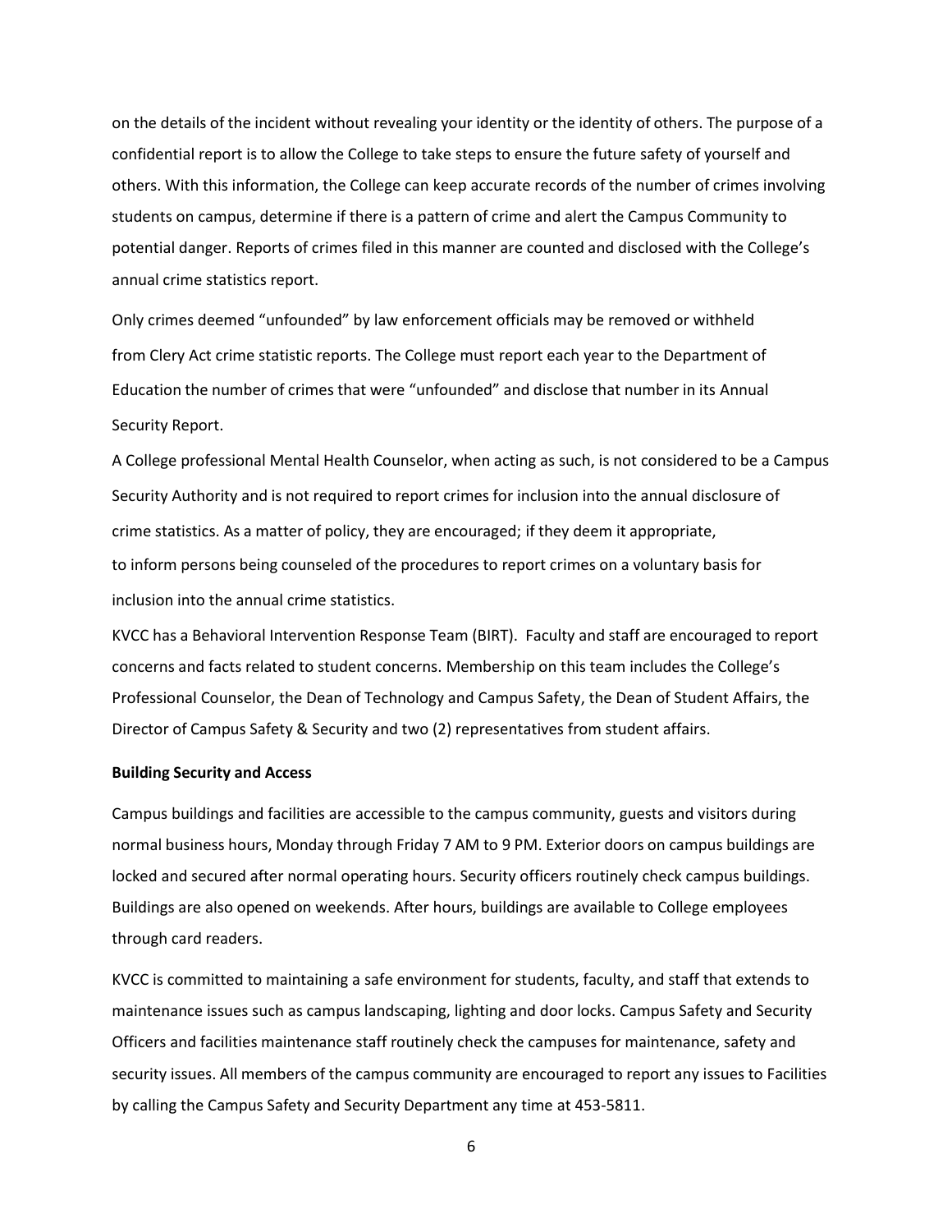on the details of the incident without revealing your identity or the identity of others. The purpose of a confidential report is to allow the College to take steps to ensure the future safety of yourself and others. With this information, the College can keep accurate records of the number of crimes involving students on campus, determine if there is a pattern of crime and alert the Campus Community to potential danger. Reports of crimes filed in this manner are counted and disclosed with the College's annual crime statistics report.

Only crimes deemed "unfounded" by law enforcement officials may be removed or withheld from Clery Act crime statistic reports. The College must report each year to the Department of Education the number of crimes that were "unfounded" and disclose that number in its Annual Security Report.

A College professional Mental Health Counselor, when acting as such, is not considered to be a Campus Security Authority and is not required to report crimes for inclusion into the annual disclosure of crime statistics. As a matter of policy, they are encouraged; if they deem it appropriate, to inform persons being counseled of the procedures to report crimes on a voluntary basis for inclusion into the annual crime statistics.

KVCC has a Behavioral Intervention Response Team (BIRT). Faculty and staff are encouraged to report concerns and facts related to student concerns. Membership on this team includes the College's Professional Counselor, the Dean of Technology and Campus Safety, the Dean of Student Affairs, the Director of Campus Safety & Security and two (2) representatives from student affairs.

**Building Security and Access**

Campus buildings and facilities are accessible to the campus community, guests and visitors during normal business hours, Monday through Friday 7 AM to 9 PM. Exterior doors on campus buildings are locked and secured after normal operating hours. Security officers routinely check campus buildings. Buildings are also opened on weekends. After hours, buildings are available to College employees through card readers.

KVCC is committed to maintaining a safe environment for students, faculty, and staff that extends to maintenance issues such as campus landscaping, lighting and door locks. Campus Safety and Security Officers and facilities maintenance staff routinely check the campuses for maintenance, safety and security issues. All members of the campus community are encouraged to report any issues to Facilities by calling the Campus Safety and Security Department any time at 453-5811.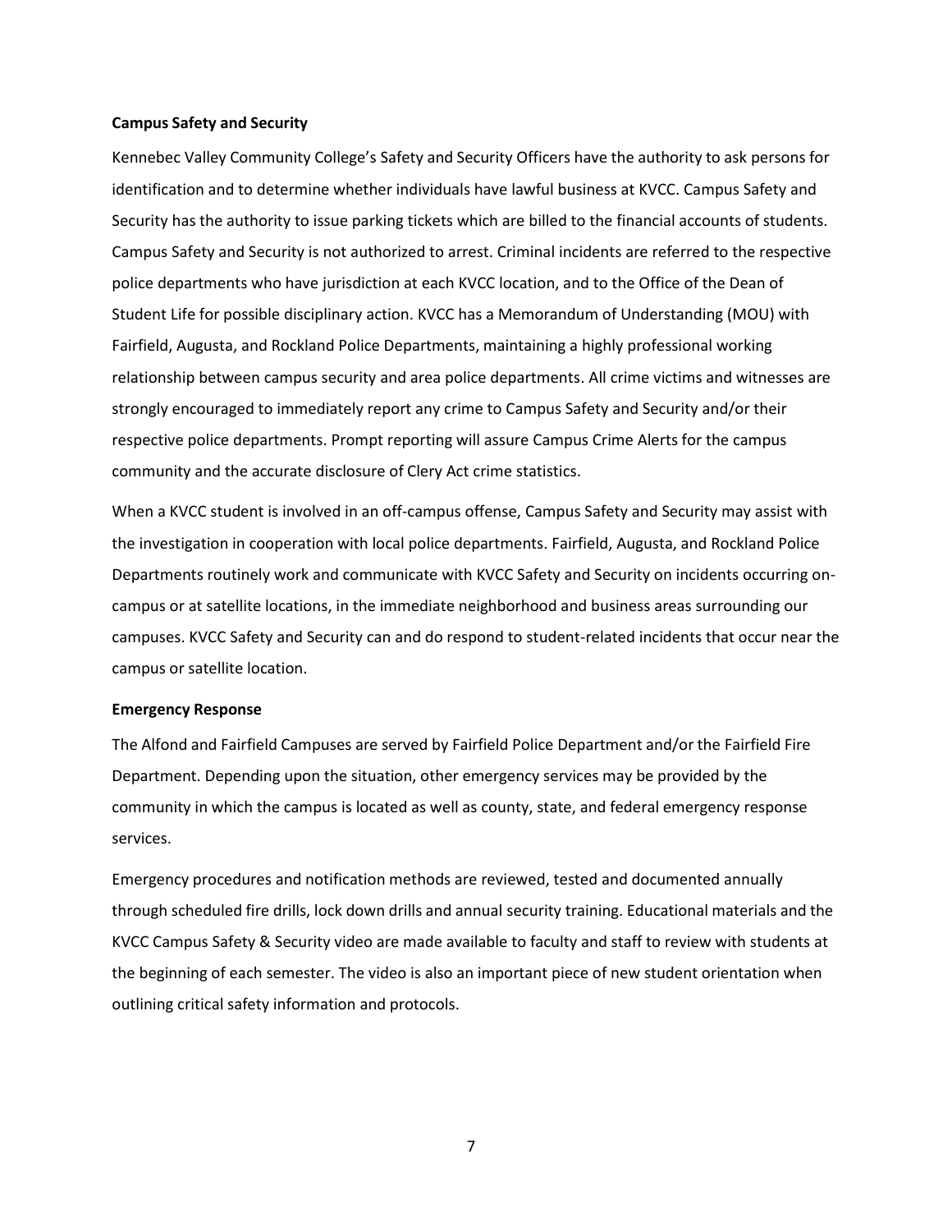**Campus Safety and Security**

Kennebec Valley Community College's Safety and Security Officers have the authority to ask persons for identification and to determine whether individuals have lawful business at KVCC. Campus Safety and Security has the authority to issue parking tickets which are billed to the financial accounts of students. Campus Safety and Security is not authorized to arrest. Criminal incidents are referred to the respective police departments who have jurisdiction at each KVCC location, and to the Office of the Dean of Student Life for possible disciplinary action. KVCC has a Memorandum of Understanding (MOU) with Fairfield, Augusta, and Rockland Police Departments, maintaining a highly professional working relationship between campus security and area police departments. All crime victims and witnesses are strongly encouraged to immediately report any crime to Campus Safety and Security and/or their respective police departments. Prompt reporting will assure Campus Crime Alerts for the campus community and the accurate disclosure of Clery Act crime statistics.

When a KVCC student is involved in an off-campus offense, Campus Safety and Security may assist with the investigation in cooperation with local police departments. Fairfield, Augusta, and Rockland Police Departments routinely work and communicate with KVCC Safety and Security on incidents occurring on-campus or at satellite locations, in the immediate neighborhood and business areas surrounding our campuses. KVCC Safety and Security can and do respond to student-related incidents that occur near the campus or satellite location.

**Emergency Response**

The Alfond and Fairfield Campuses are served by Fairfield Police Department and/or the Fairfield Fire Department. Depending upon the situation, other emergency services may be provided by the community in which the campus is located as well as county, state, and federal emergency response services.

Emergency procedures and notification methods are reviewed, tested and documented annually through scheduled fire drills, lock down drills and annual security training. Educational materials and the KVCC Campus Safety & Security video are made available to faculty and staff to review with students at the beginning of each semester. The video is also an important piece of new student orientation when outlining critical safety information and protocols.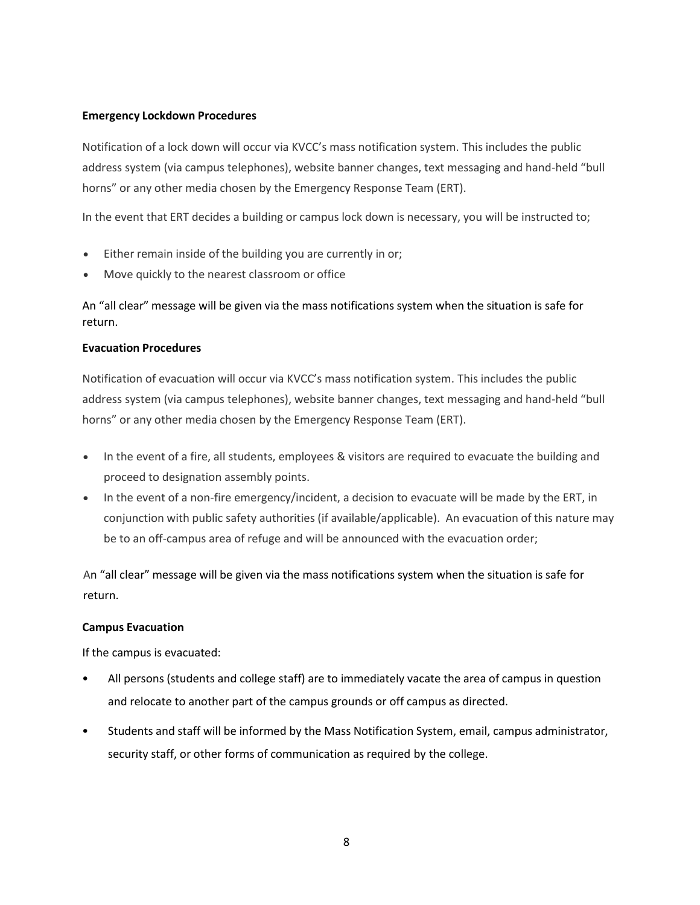**Emergency Lockdown Procedures**

Notification of a lock down will occur via KVCC's mass notification system. This includes the public address system (via campus telephones), website banner changes, text messaging and hand-held "bull horns" or any other media chosen by the Emergency Response Team (ERT).

In the event that ERT decides a building or campus lock down is necessary, you will be instructed to;

- Either remain inside of the building you are currently in or;
- Move quickly to the nearest classroom or office

An "all clear" message will be given via the mass notifications system when the situation is safe for return.

**Evacuation Procedures**

Notification of evacuation will occur via KVCC's mass notification system. This includes the public address system (via campus telephones), website banner changes, text messaging and hand-held "bull horns" or any other media chosen by the Emergency Response Team (ERT).

- In the event of a fire, all students, employees & visitors are required to evacuate the building and proceed to designation assembly points.
- In the event of a non-fire emergency/incident, a decision to evacuate will be made by the ERT, in conjunction with public safety authorities (if available/applicable). An evacuation of this nature may be to an off-campus area of refuge and will be announced with the evacuation order;

An "all clear" message will be given via the mass notifications system when the situation is safe for return.

**Campus Evacuation**

If the campus is evacuated:

- All persons (students and college staff) are to immediately vacate the area of campus in question and relocate to another part of the campus grounds or off campus as directed.
- Students and staff will be informed by the Mass Notification System, email, campus administrator, security staff, or other forms of communication as required by the college.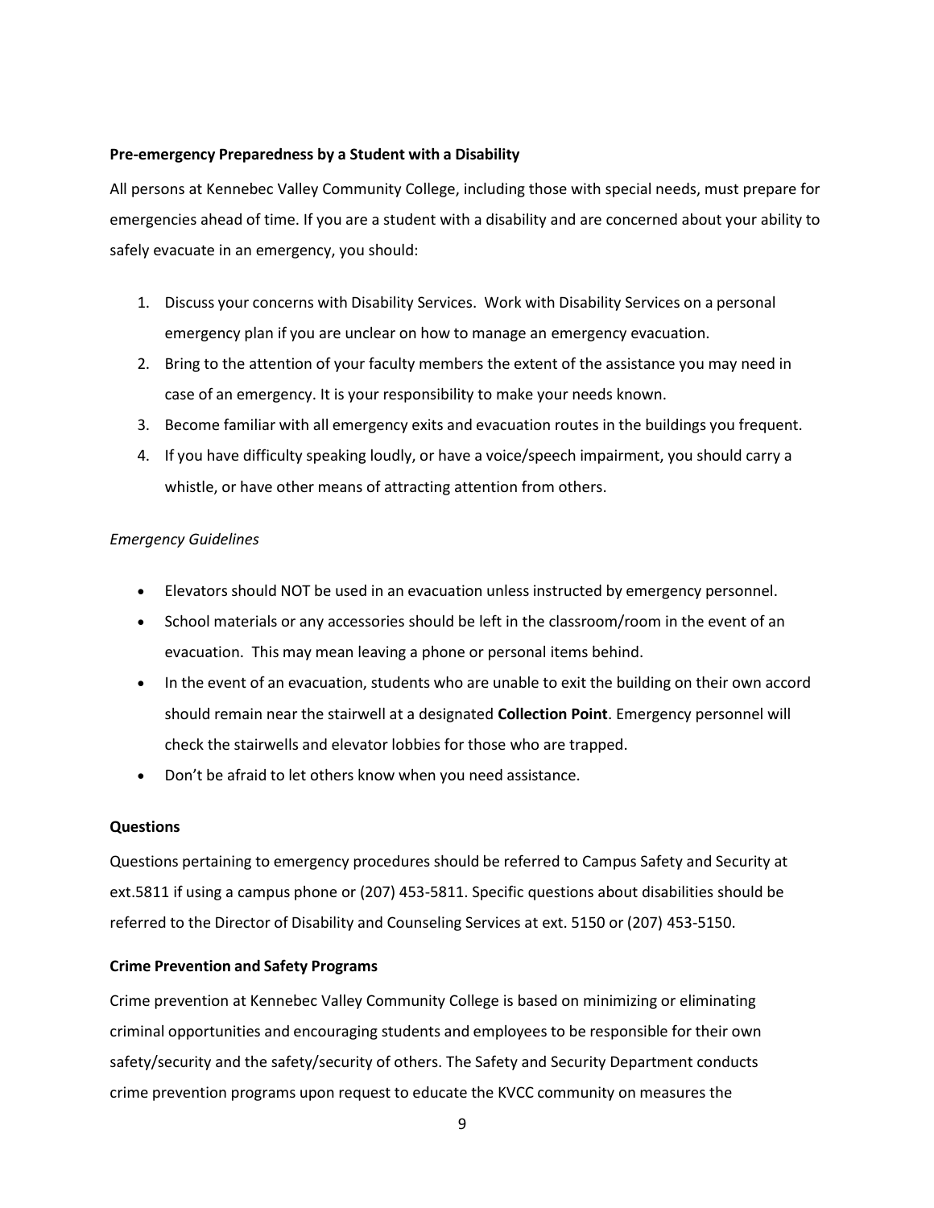**Pre-emergency Preparedness by a Student with a Disability**

All persons at Kennebec Valley Community College, including those with special needs, must prepare for emergencies ahead of time. If you are a student with a disability and are concerned about your ability to safely evacuate in an emergency, you should:

1. Discuss your concerns with Disability Services. Work with Disability Services on a personal emergency plan if you are unclear on how to manage an emergency evacuation.
2. Bring to the attention of your faculty members the extent of the assistance you may need in case of an emergency. It is your responsibility to make your needs known.
3. Become familiar with all emergency exits and evacuation routes in the buildings you frequent.
4. If you have difficulty speaking loudly, or have a voice/speech impairment, you should carry a whistle, or have other means of attracting attention from others.

*Emergency Guidelines*

- Elevators should NOT be used in an evacuation unless instructed by emergency personnel.
- School materials or any accessories should be left in the classroom/room in the event of an evacuation. This may mean leaving a phone or personal items behind.
- In the event of an evacuation, students who are unable to exit the building on their own accord should remain near the stairwell at a designated **Collection Point**. Emergency personnel will check the stairwells and elevator lobbies for those who are trapped.
- Don't be afraid to let others know when you need assistance.

**Questions**

Questions pertaining to emergency procedures should be referred to Campus Safety and Security at ext.5811 if using a campus phone or (207) 453-5811. Specific questions about disabilities should be referred to the Director of Disability and Counseling Services at ext. 5150 or (207) 453-5150.

**Crime Prevention and Safety Programs**

Crime prevention at Kennebec Valley Community College is based on minimizing or eliminating criminal opportunities and encouraging students and employees to be responsible for their own safety/security and the safety/security of others. The Safety and Security Department conducts crime prevention programs upon request to educate the KVCC community on measures the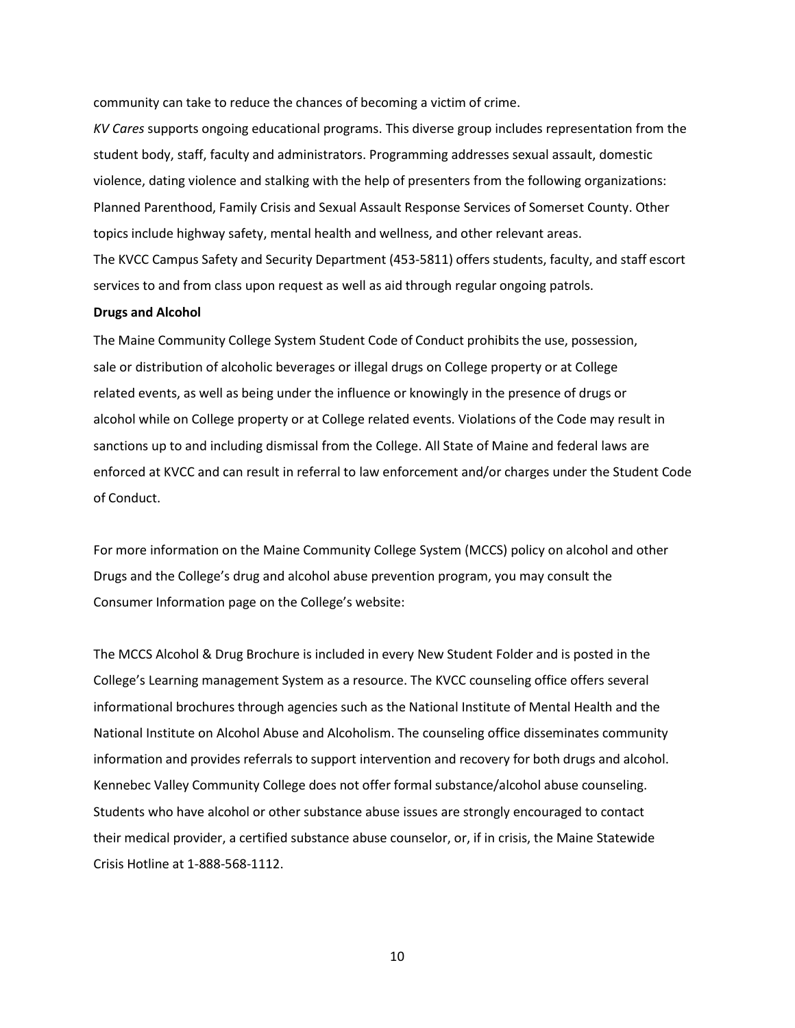community can take to reduce the chances of becoming a victim of crime.

*KV Cares* supports ongoing educational programs. This diverse group includes representation from the student body, staff, faculty and administrators. Programming addresses sexual assault, domestic violence, dating violence and stalking with the help of presenters from the following organizations: Planned Parenthood, Family Crisis and Sexual Assault Response Services of Somerset County. Other topics include highway safety, mental health and wellness, and other relevant areas.

The KVCC Campus Safety and Security Department (453-5811) offers students, faculty, and staff escort services to and from class upon request as well as aid through regular ongoing patrols.

**Drugs and Alcohol**

The Maine Community College System Student Code of Conduct prohibits the use, possession, sale or distribution of alcoholic beverages or illegal drugs on College property or at College related events, as well as being under the influence or knowingly in the presence of drugs or alcohol while on College property or at College related events. Violations of the Code may result in sanctions up to and including dismissal from the College. All State of Maine and federal laws are enforced at KVCC and can result in referral to law enforcement and/or charges under the Student Code of Conduct.

For more information on the Maine Community College System (MCCS) policy on alcohol and other Drugs and the College's drug and alcohol abuse prevention program, you may consult the Consumer Information page on the College's website:

The MCCS Alcohol & Drug Brochure is included in every New Student Folder and is posted in the College's Learning management System as a resource. The KVCC counseling office offers several informational brochures through agencies such as the National Institute of Mental Health and the National Institute on Alcohol Abuse and Alcoholism. The counseling office disseminates community information and provides referrals to support intervention and recovery for both drugs and alcohol. Kennebec Valley Community College does not offer formal substance/alcohol abuse counseling. Students who have alcohol or other substance abuse issues are strongly encouraged to contact their medical provider, a certified substance abuse counselor, or, if in crisis, the Maine Statewide Crisis Hotline at 1-888-568-1112.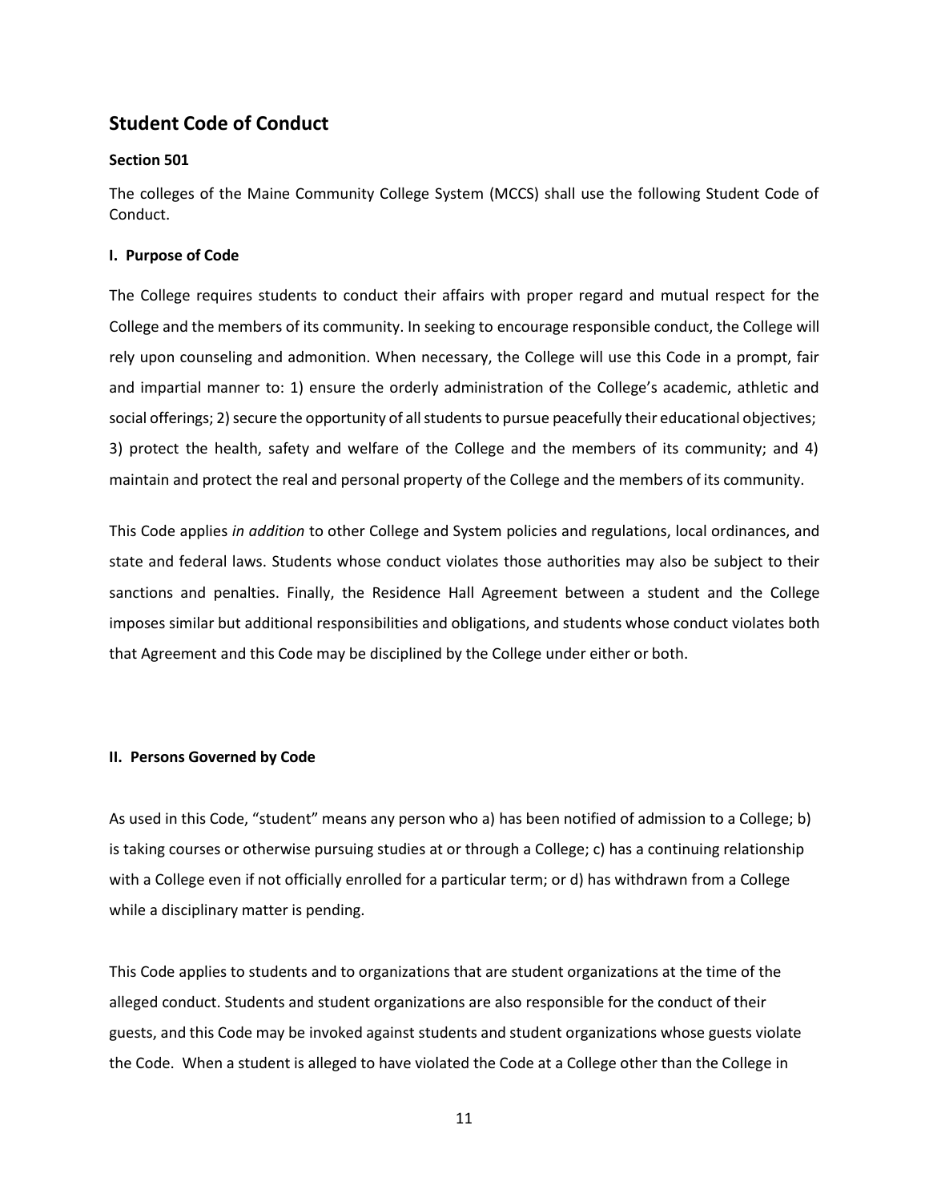## Student Code of Conduct

**Section 501**

The colleges of the Maine Community College System (MCCS) shall use the following Student Code of Conduct.

**I. Purpose of Code**

The College requires students to conduct their affairs with proper regard and mutual respect for the College and the members of its community. In seeking to encourage responsible conduct, the College will rely upon counseling and admonition. When necessary, the College will use this Code in a prompt, fair and impartial manner to: 1) ensure the orderly administration of the College's academic, athletic and social offerings; 2) secure the opportunity of all students to pursue peacefully their educational objectives; 3) protect the health, safety and welfare of the College and the members of its community; and 4) maintain and protect the real and personal property of the College and the members of its community.

This Code applies *in addition* to other College and System policies and regulations, local ordinances, and state and federal laws. Students whose conduct violates those authorities may also be subject to their sanctions and penalties. Finally, the Residence Hall Agreement between a student and the College imposes similar but additional responsibilities and obligations, and students whose conduct violates both that Agreement and this Code may be disciplined by the College under either or both.

**II. Persons Governed by Code**

As used in this Code, "student" means any person who a) has been notified of admission to a College; b) is taking courses or otherwise pursuing studies at or through a College; c) has a continuing relationship with a College even if not officially enrolled for a particular term; or d) has withdrawn from a College while a disciplinary matter is pending.

This Code applies to students and to organizations that are student organizations at the time of the alleged conduct. Students and student organizations are also responsible for the conduct of their guests, and this Code may be invoked against students and student organizations whose guests violate the Code. When a student is alleged to have violated the Code at a College other than the College in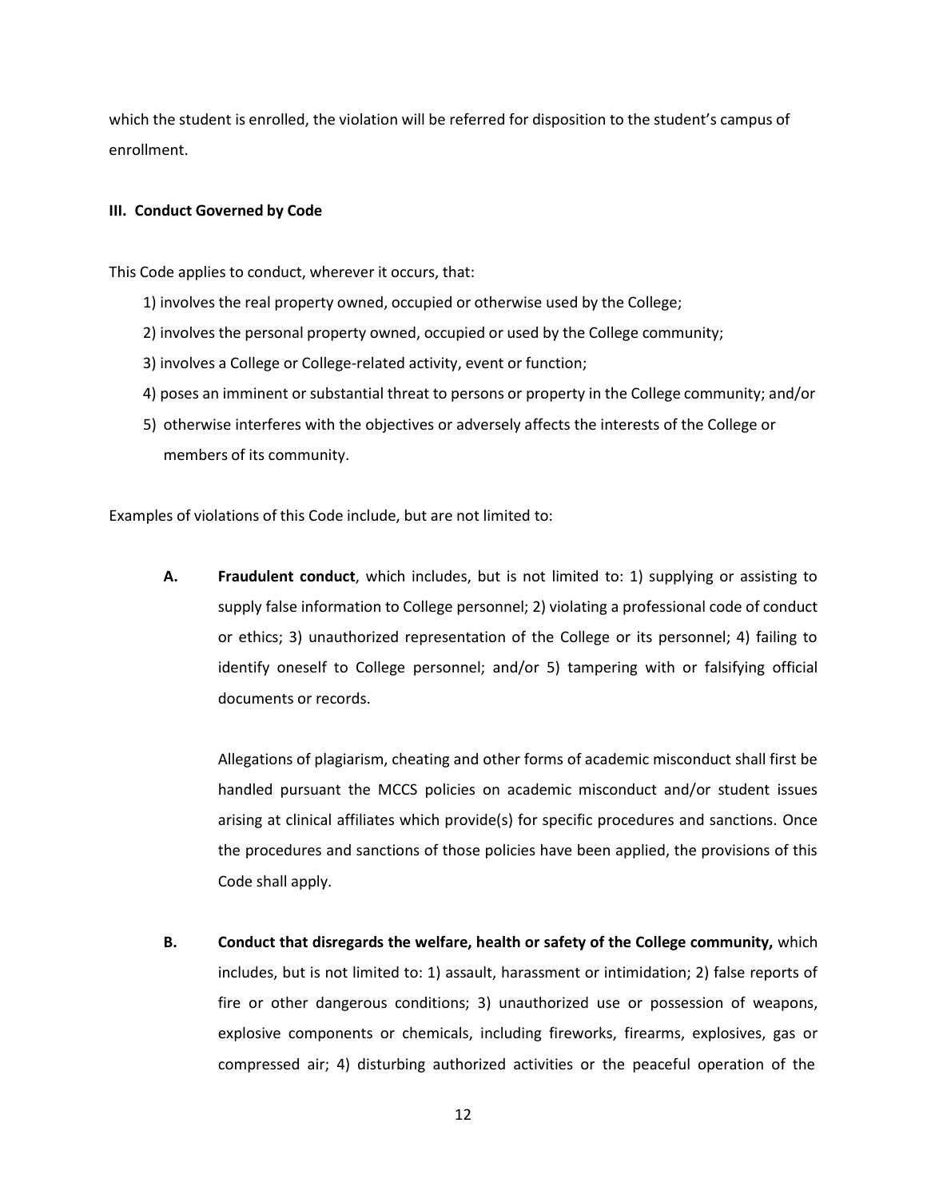which the student is enrolled, the violation will be referred for disposition to the student's campus of enrollment.

### III. Conduct Governed by Code

This Code applies to conduct, wherever it occurs, that:

1) involves the real property owned, occupied or otherwise used by the College;
2) involves the personal property owned, occupied or used by the College community;
3) involves a College or College-related activity, event or function;
4) poses an imminent or substantial threat to persons or property in the College community; and/or
5) otherwise interferes with the objectives or adversely affects the interests of the College or members of its community.

Examples of violations of this Code include, but are not limited to:

**A. Fraudulent conduct**, which includes, but is not limited to: 1) supplying or assisting to supply false information to College personnel; 2) violating a professional code of conduct or ethics; 3) unauthorized representation of the College or its personnel; 4) failing to identify oneself to College personnel; and/or 5) tampering with or falsifying official documents or records.

Allegations of plagiarism, cheating and other forms of academic misconduct shall first be handled pursuant the MCCS policies on academic misconduct and/or student issues arising at clinical affiliates which provide(s) for specific procedures and sanctions. Once the procedures and sanctions of those policies have been applied, the provisions of this Code shall apply.

**B. Conduct that disregards the welfare, health or safety of the College community,** which includes, but is not limited to: 1) assault, harassment or intimidation; 2) false reports of fire or other dangerous conditions; 3) unauthorized use or possession of weapons, explosive components or chemicals, including fireworks, firearms, explosives, gas or compressed air; 4) disturbing authorized activities or the peaceful operation of the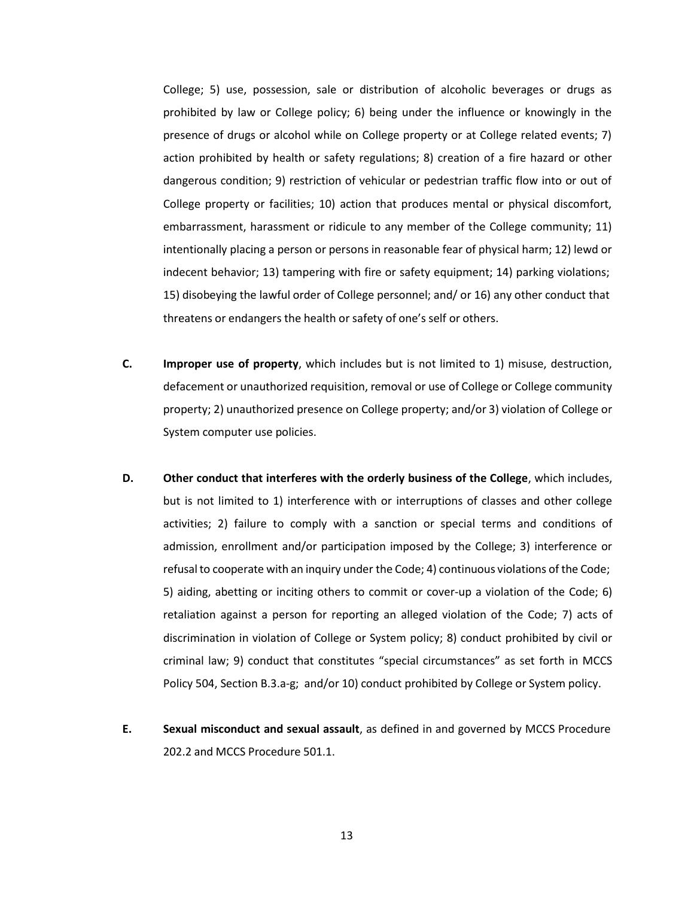College; 5) use, possession, sale or distribution of alcoholic beverages or drugs as prohibited by law or College policy; 6) being under the influence or knowingly in the presence of drugs or alcohol while on College property or at College related events; 7) action prohibited by health or safety regulations; 8) creation of a fire hazard or other dangerous condition; 9) restriction of vehicular or pedestrian traffic flow into or out of College property or facilities; 10) action that produces mental or physical discomfort, embarrassment, harassment or ridicule to any member of the College community; 11) intentionally placing a person or persons in reasonable fear of physical harm; 12) lewd or indecent behavior; 13) tampering with fire or safety equipment; 14) parking violations; 15) disobeying the lawful order of College personnel; and/ or 16) any other conduct that threatens or endangers the health or safety of one's self or others.

**C.** **Improper use of property**, which includes but is not limited to 1) misuse, destruction, defacement or unauthorized requisition, removal or use of College or College community property; 2) unauthorized presence on College property; and/or 3) violation of College or System computer use policies.

**D.** **Other conduct that interferes with the orderly business of the College**, which includes, but is not limited to 1) interference with or interruptions of classes and other college activities; 2) failure to comply with a sanction or special terms and conditions of admission, enrollment and/or participation imposed by the College; 3) interference or refusal to cooperate with an inquiry under the Code; 4) continuous violations of the Code; 5) aiding, abetting or inciting others to commit or cover-up a violation of the Code; 6) retaliation against a person for reporting an alleged violation of the Code; 7) acts of discrimination in violation of College or System policy; 8) conduct prohibited by civil or criminal law; 9) conduct that constitutes "special circumstances" as set forth in MCCS Policy 504, Section B.3.a-g; and/or 10) conduct prohibited by College or System policy.

**E.** **Sexual misconduct and sexual assault**, as defined in and governed by MCCS Procedure 202.2 and MCCS Procedure 501.1.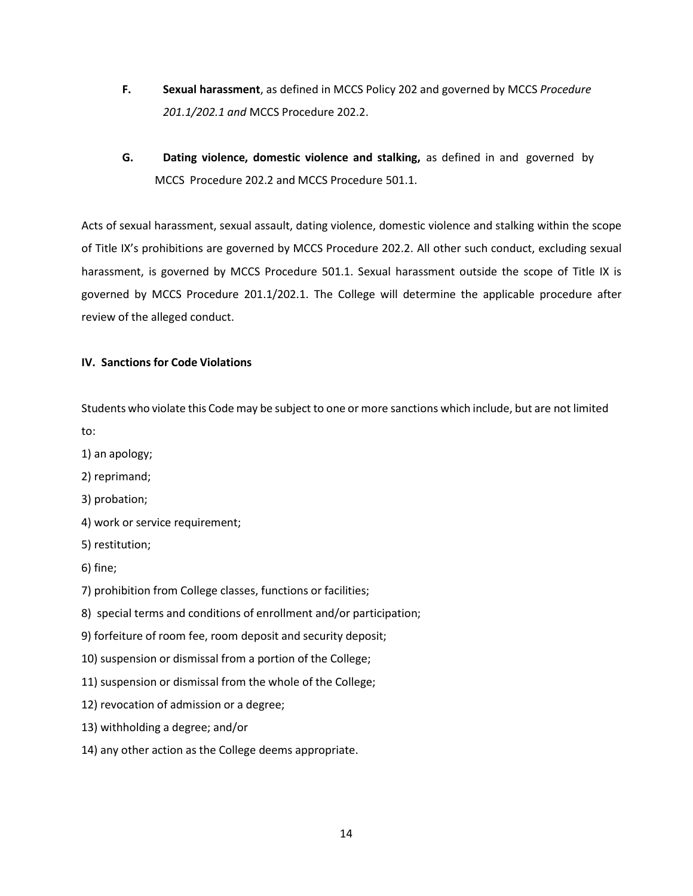**F.** **Sexual harassment**, as defined in MCCS Policy 202 and governed by MCCS *Procedure 201.1/202.1 and* MCCS Procedure 202.2.

**G.** **Dating violence, domestic violence and stalking,** as defined in and governed by MCCS Procedure 202.2 and MCCS Procedure 501.1.

Acts of sexual harassment, sexual assault, dating violence, domestic violence and stalking within the scope of Title IX's prohibitions are governed by MCCS Procedure 202.2. All other such conduct, excluding sexual harassment, is governed by MCCS Procedure 501.1. Sexual harassment outside the scope of Title IX is governed by MCCS Procedure 201.1/202.1. The College will determine the applicable procedure after review of the alleged conduct.

### IV. Sanctions for Code Violations

Students who violate this Code may be subject to one or more sanctions which include, but are not limited to:

1) an apology;
2) reprimand;
3) probation;
4) work or service requirement;
5) restitution;
6) fine;
7) prohibition from College classes, functions or facilities;
8) special terms and conditions of enrollment and/or participation;
9) forfeiture of room fee, room deposit and security deposit;
10) suspension or dismissal from a portion of the College;
11) suspension or dismissal from the whole of the College;
12) revocation of admission or a degree;
13) withholding a degree; and/or
14) any other action as the College deems appropriate.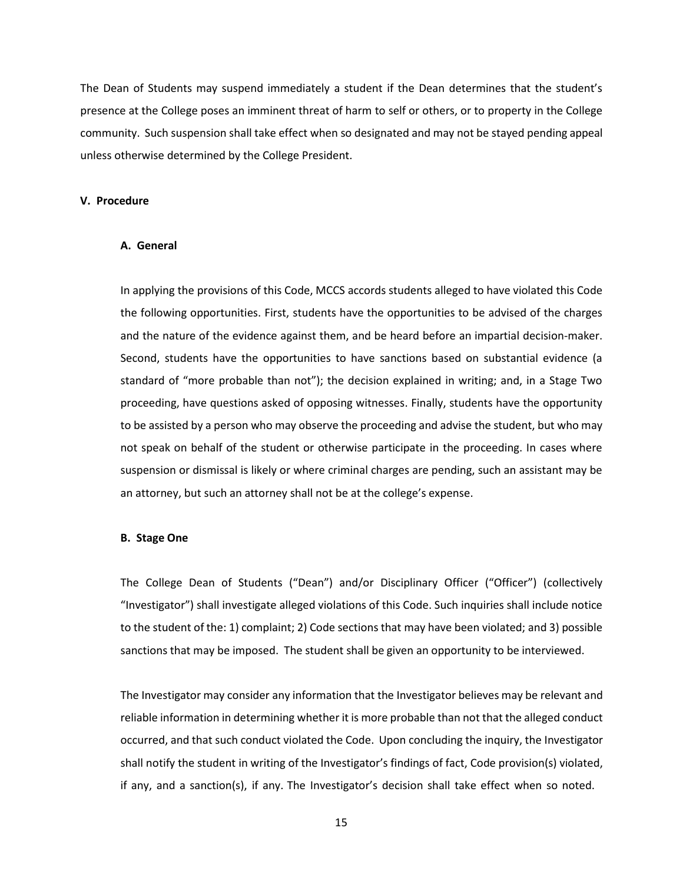The Dean of Students may suspend immediately a student if the Dean determines that the student's presence at the College poses an imminent threat of harm to self or others, or to property in the College community. Such suspension shall take effect when so designated and may not be stayed pending appeal unless otherwise determined by the College President.

## V. Procedure

### A. General

In applying the provisions of this Code, MCCS accords students alleged to have violated this Code the following opportunities. First, students have the opportunities to be advised of the charges and the nature of the evidence against them, and be heard before an impartial decision-maker. Second, students have the opportunities to have sanctions based on substantial evidence (a standard of "more probable than not"); the decision explained in writing; and, in a Stage Two proceeding, have questions asked of opposing witnesses. Finally, students have the opportunity to be assisted by a person who may observe the proceeding and advise the student, but who may not speak on behalf of the student or otherwise participate in the proceeding. In cases where suspension or dismissal is likely or where criminal charges are pending, such an assistant may be an attorney, but such an attorney shall not be at the college's expense.

### B. Stage One

The College Dean of Students ("Dean") and/or Disciplinary Officer ("Officer") (collectively "Investigator") shall investigate alleged violations of this Code. Such inquiries shall include notice to the student of the: 1) complaint; 2) Code sections that may have been violated; and 3) possible sanctions that may be imposed. The student shall be given an opportunity to be interviewed.

The Investigator may consider any information that the Investigator believes may be relevant and reliable information in determining whether it is more probable than not that the alleged conduct occurred, and that such conduct violated the Code. Upon concluding the inquiry, the Investigator shall notify the student in writing of the Investigator's findings of fact, Code provision(s) violated, if any, and a sanction(s), if any. The Investigator's decision shall take effect when so noted.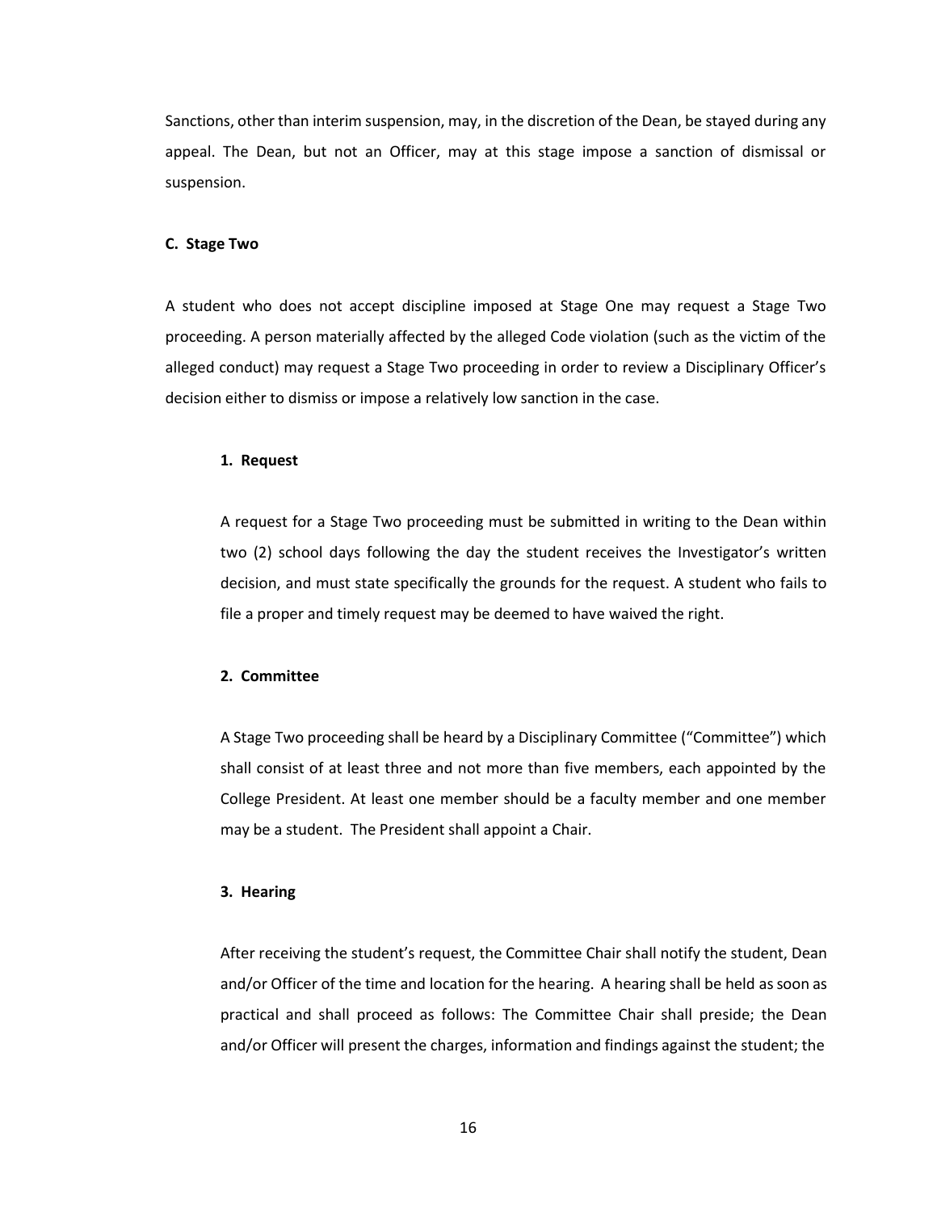Sanctions, other than interim suspension, may, in the discretion of the Dean, be stayed during any appeal. The Dean, but not an Officer, may at this stage impose a sanction of dismissal or suspension.

### C. Stage Two

A student who does not accept discipline imposed at Stage One may request a Stage Two proceeding. A person materially affected by the alleged Code violation (such as the victim of the alleged conduct) may request a Stage Two proceeding in order to review a Disciplinary Officer's decision either to dismiss or impose a relatively low sanction in the case.

#### 1. Request

A request for a Stage Two proceeding must be submitted in writing to the Dean within two (2) school days following the day the student receives the Investigator's written decision, and must state specifically the grounds for the request. A student who fails to file a proper and timely request may be deemed to have waived the right.

#### 2. Committee

A Stage Two proceeding shall be heard by a Disciplinary Committee ("Committee") which shall consist of at least three and not more than five members, each appointed by the College President. At least one member should be a faculty member and one member may be a student. The President shall appoint a Chair.

#### 3. Hearing

After receiving the student's request, the Committee Chair shall notify the student, Dean and/or Officer of the time and location for the hearing. A hearing shall be held as soon as practical and shall proceed as follows: The Committee Chair shall preside; the Dean and/or Officer will present the charges, information and findings against the student; the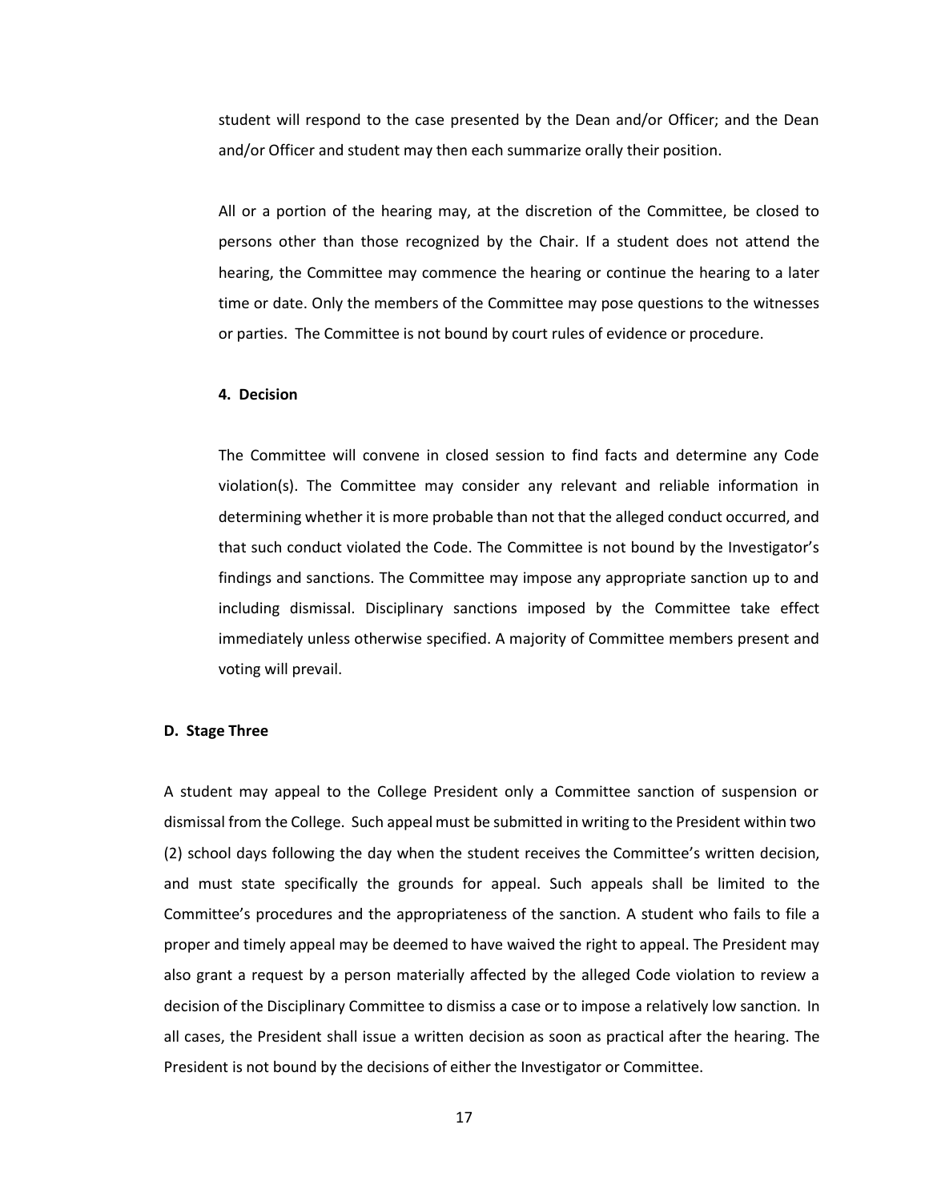student will respond to the case presented by the Dean and/or Officer; and the Dean and/or Officer and student may then each summarize orally their position.

All or a portion of the hearing may, at the discretion of the Committee, be closed to persons other than those recognized by the Chair. If a student does not attend the hearing, the Committee may commence the hearing or continue the hearing to a later time or date. Only the members of the Committee may pose questions to the witnesses or parties. The Committee is not bound by court rules of evidence or procedure.

#### 4. Decision

The Committee will convene in closed session to find facts and determine any Code violation(s). The Committee may consider any relevant and reliable information in determining whether it is more probable than not that the alleged conduct occurred, and that such conduct violated the Code. The Committee is not bound by the Investigator's findings and sanctions. The Committee may impose any appropriate sanction up to and including dismissal. Disciplinary sanctions imposed by the Committee take effect immediately unless otherwise specified. A majority of Committee members present and voting will prevail.

### D. Stage Three

A student may appeal to the College President only a Committee sanction of suspension or dismissal from the College. Such appeal must be submitted in writing to the President within two (2) school days following the day when the student receives the Committee's written decision, and must state specifically the grounds for appeal. Such appeals shall be limited to the Committee's procedures and the appropriateness of the sanction. A student who fails to file a proper and timely appeal may be deemed to have waived the right to appeal. The President may also grant a request by a person materially affected by the alleged Code violation to review a decision of the Disciplinary Committee to dismiss a case or to impose a relatively low sanction. In all cases, the President shall issue a written decision as soon as practical after the hearing. The President is not bound by the decisions of either the Investigator or Committee.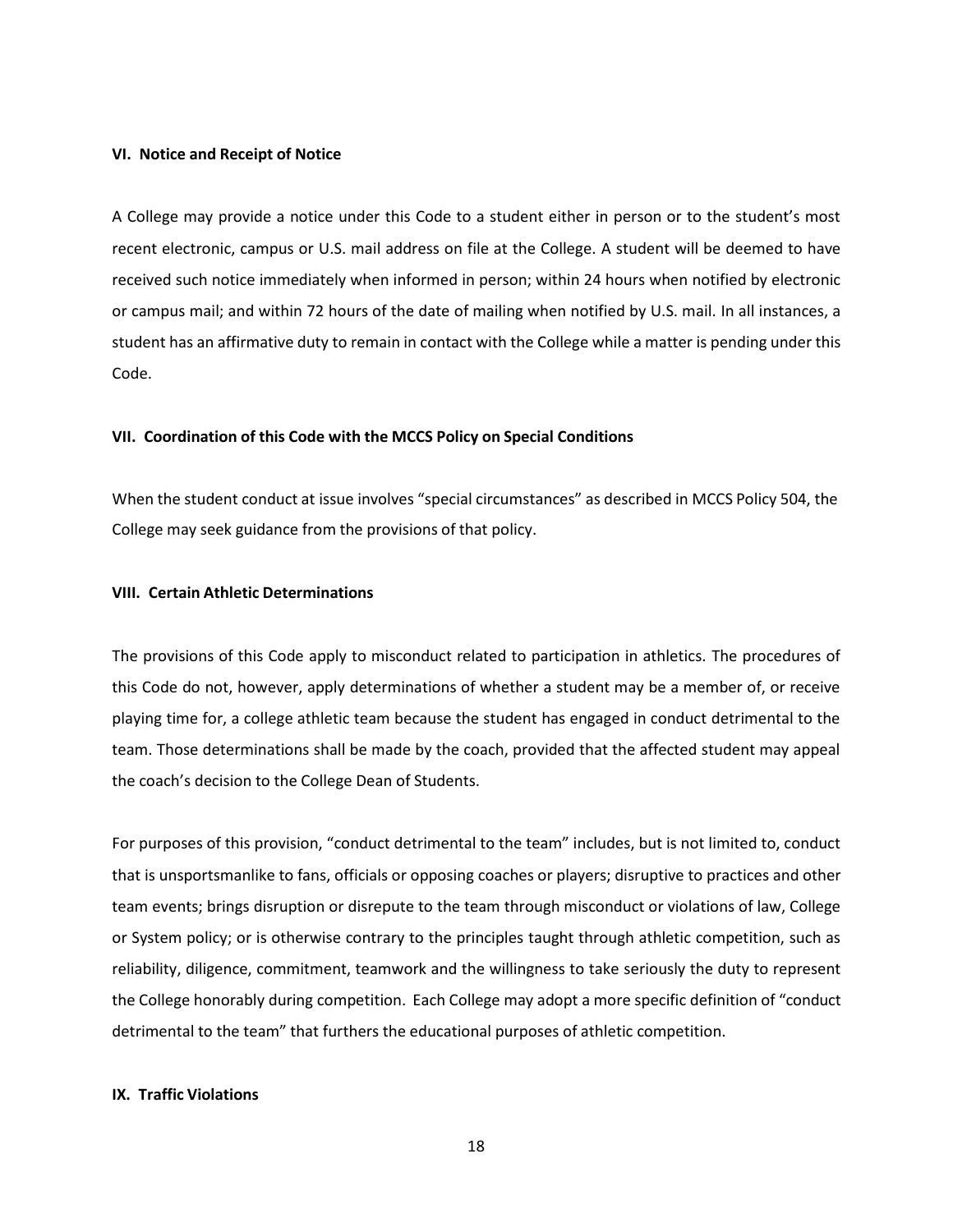### VI. Notice and Receipt of Notice

A College may provide a notice under this Code to a student either in person or to the student's most recent electronic, campus or U.S. mail address on file at the College. A student will be deemed to have received such notice immediately when informed in person; within 24 hours when notified by electronic or campus mail; and within 72 hours of the date of mailing when notified by U.S. mail. In all instances, a student has an affirmative duty to remain in contact with the College while a matter is pending under this Code.

### VII. Coordination of this Code with the MCCS Policy on Special Conditions

When the student conduct at issue involves "special circumstances" as described in MCCS Policy 504, the College may seek guidance from the provisions of that policy.

### VIII. Certain Athletic Determinations

The provisions of this Code apply to misconduct related to participation in athletics. The procedures of this Code do not, however, apply determinations of whether a student may be a member of, or receive playing time for, a college athletic team because the student has engaged in conduct detrimental to the team. Those determinations shall be made by the coach, provided that the affected student may appeal the coach's decision to the College Dean of Students.

For purposes of this provision, "conduct detrimental to the team" includes, but is not limited to, conduct that is unsportsmanlike to fans, officials or opposing coaches or players; disruptive to practices and other team events; brings disruption or disrepute to the team through misconduct or violations of law, College or System policy; or is otherwise contrary to the principles taught through athletic competition, such as reliability, diligence, commitment, teamwork and the willingness to take seriously the duty to represent the College honorably during competition. Each College may adopt a more specific definition of "conduct detrimental to the team" that furthers the educational purposes of athletic competition.

### IX. Traffic Violations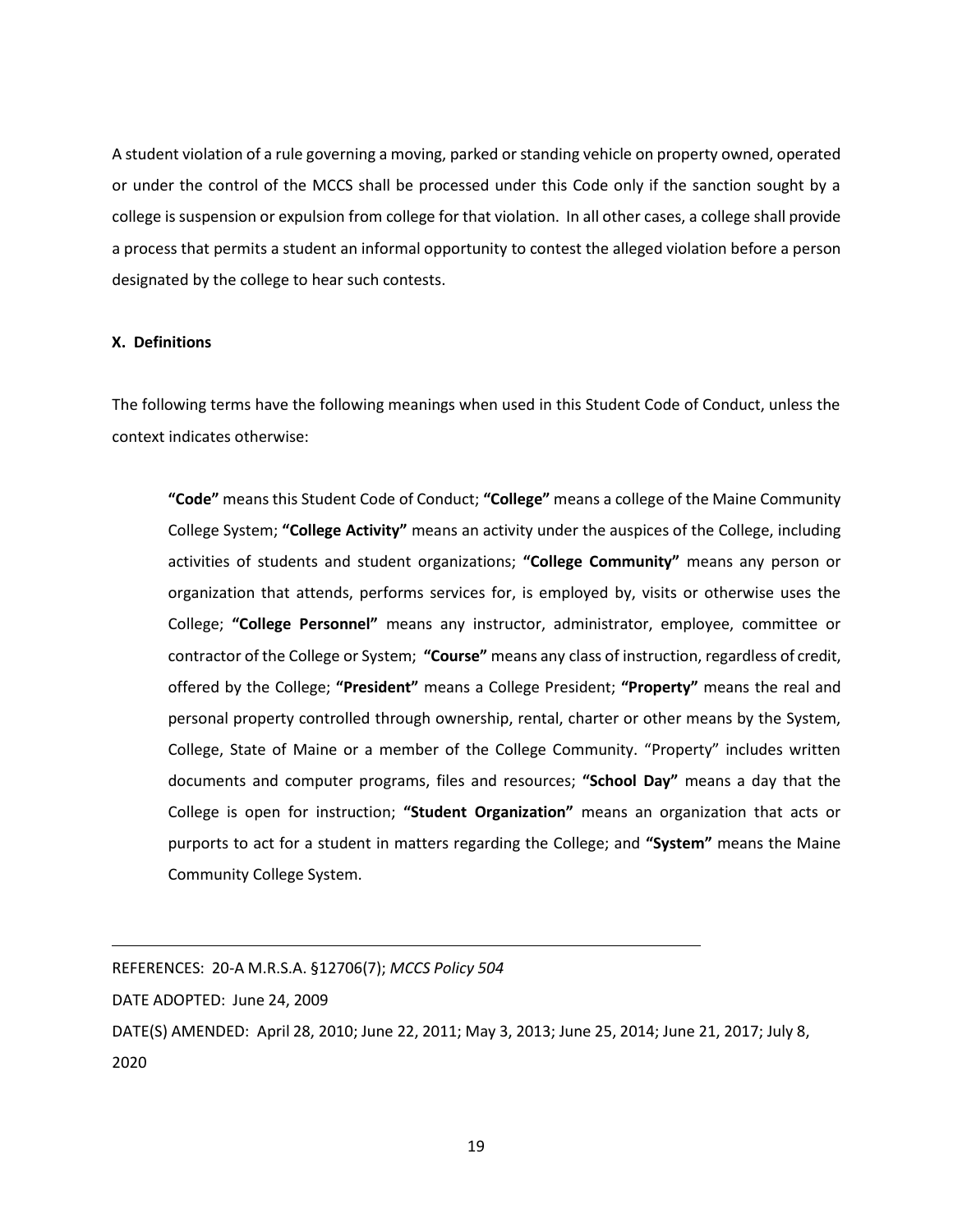A student violation of a rule governing a moving, parked or standing vehicle on property owned, operated or under the control of the MCCS shall be processed under this Code only if the sanction sought by a college is suspension or expulsion from college for that violation. In all other cases, a college shall provide a process that permits a student an informal opportunity to contest the alleged violation before a person designated by the college to hear such contests.

**X. Definitions**

The following terms have the following meanings when used in this Student Code of Conduct, unless the context indicates otherwise:

> **"Code"** means this Student Code of Conduct; **"College"** means a college of the Maine Community College System; **"College Activity"** means an activity under the auspices of the College, including activities of students and student organizations; **"College Community"** means any person or organization that attends, performs services for, is employed by, visits or otherwise uses the College; **"College Personnel"** means any instructor, administrator, employee, committee or contractor of the College or System; **"Course"** means any class of instruction, regardless of credit, offered by the College; **"President"** means a College President; **"Property"** means the real and personal property controlled through ownership, rental, charter or other means by the System, College, State of Maine or a member of the College Community. "Property" includes written documents and computer programs, files and resources; **"School Day"** means a day that the College is open for instruction; **"Student Organization"** means an organization that acts or purports to act for a student in matters regarding the College; and **"System"** means the Maine Community College System.

---

REFERENCES: 20-A M.R.S.A. §12706(7); *MCCS Policy 504*

DATE ADOPTED: June 24, 2009

DATE(S) AMENDED: April 28, 2010; June 22, 2011; May 3, 2013; June 25, 2014; June 21, 2017; July 8, 2020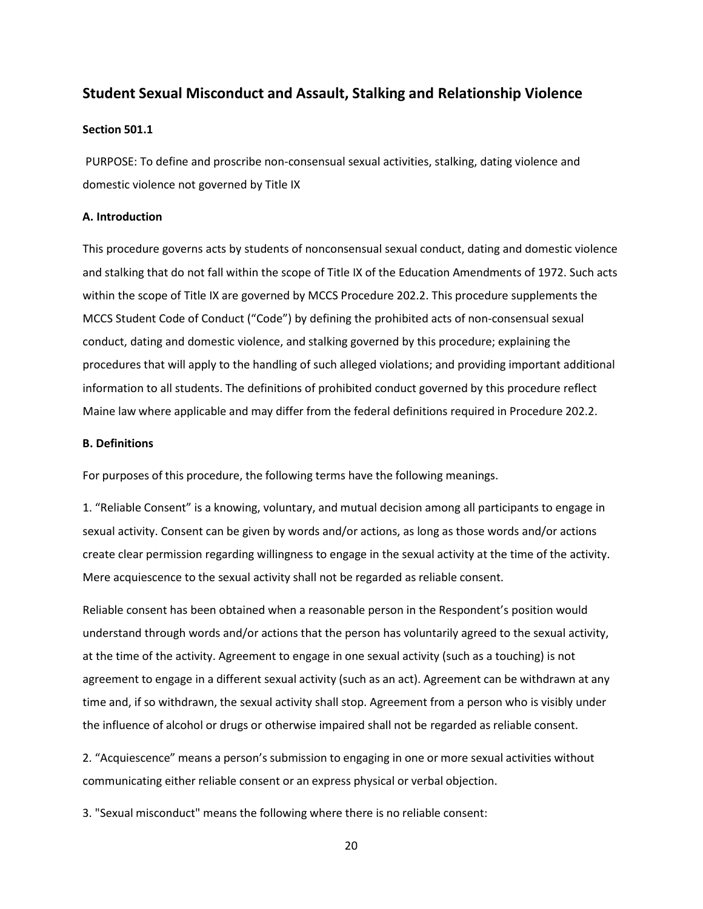## Student Sexual Misconduct and Assault, Stalking and Relationship Violence

**Section 501.1**

PURPOSE: To define and proscribe non-consensual sexual activities, stalking, dating violence and domestic violence not governed by Title IX

**A. Introduction**

This procedure governs acts by students of nonconsensual sexual conduct, dating and domestic violence and stalking that do not fall within the scope of Title IX of the Education Amendments of 1972. Such acts within the scope of Title IX are governed by MCCS Procedure 202.2. This procedure supplements the MCCS Student Code of Conduct ("Code") by defining the prohibited acts of non-consensual sexual conduct, dating and domestic violence, and stalking governed by this procedure; explaining the procedures that will apply to the handling of such alleged violations; and providing important additional information to all students. The definitions of prohibited conduct governed by this procedure reflect Maine law where applicable and may differ from the federal definitions required in Procedure 202.2.

**B. Definitions**

For purposes of this procedure, the following terms have the following meanings.

1. "Reliable Consent" is a knowing, voluntary, and mutual decision among all participants to engage in sexual activity. Consent can be given by words and/or actions, as long as those words and/or actions create clear permission regarding willingness to engage in the sexual activity at the time of the activity. Mere acquiescence to the sexual activity shall not be regarded as reliable consent.

Reliable consent has been obtained when a reasonable person in the Respondent's position would understand through words and/or actions that the person has voluntarily agreed to the sexual activity, at the time of the activity. Agreement to engage in one sexual activity (such as a touching) is not agreement to engage in a different sexual activity (such as an act). Agreement can be withdrawn at any time and, if so withdrawn, the sexual activity shall stop. Agreement from a person who is visibly under the influence of alcohol or drugs or otherwise impaired shall not be regarded as reliable consent.

2. "Acquiescence" means a person's submission to engaging in one or more sexual activities without communicating either reliable consent or an express physical or verbal objection.

3. "Sexual misconduct" means the following where there is no reliable consent: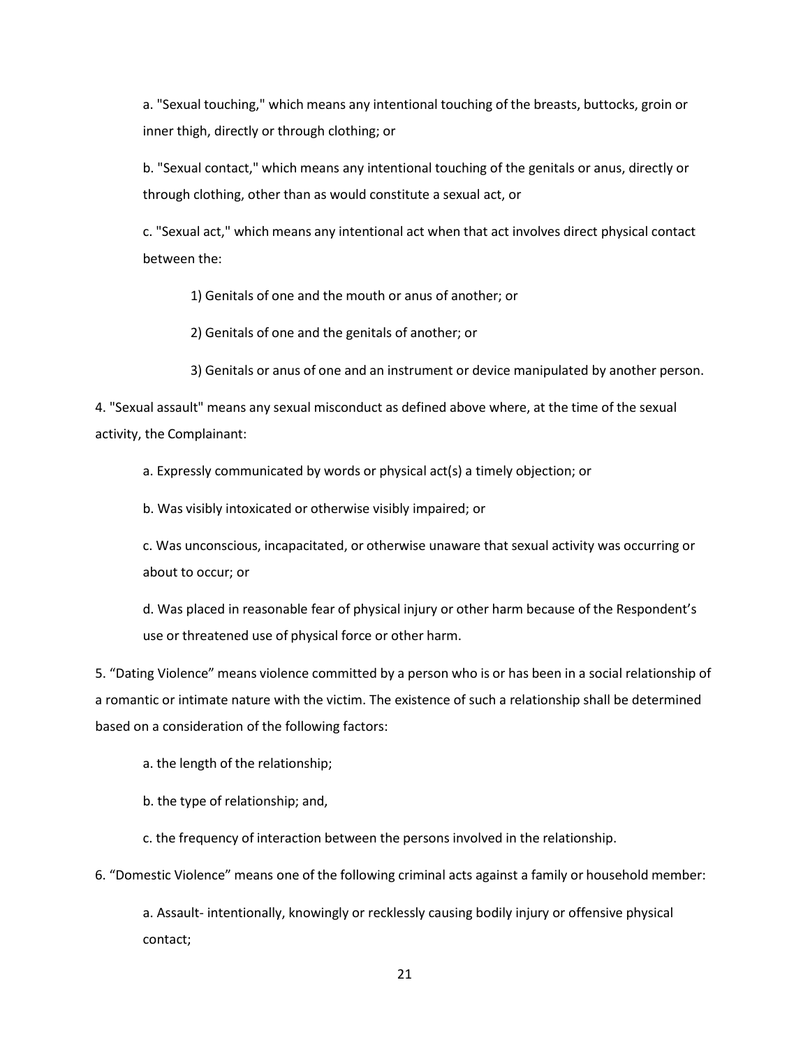a. "Sexual touching," which means any intentional touching of the breasts, buttocks, groin or inner thigh, directly or through clothing; or

b. "Sexual contact," which means any intentional touching of the genitals or anus, directly or through clothing, other than as would constitute a sexual act, or

c. "Sexual act," which means any intentional act when that act involves direct physical contact between the:

1) Genitals of one and the mouth or anus of another; or

2) Genitals of one and the genitals of another; or

3) Genitals or anus of one and an instrument or device manipulated by another person.

4. "Sexual assault" means any sexual misconduct as defined above where, at the time of the sexual activity, the Complainant:

a. Expressly communicated by words or physical act(s) a timely objection; or

b. Was visibly intoxicated or otherwise visibly impaired; or

c. Was unconscious, incapacitated, or otherwise unaware that sexual activity was occurring or about to occur; or

d. Was placed in reasonable fear of physical injury or other harm because of the Respondent's use or threatened use of physical force or other harm.

5. "Dating Violence" means violence committed by a person who is or has been in a social relationship of a romantic or intimate nature with the victim. The existence of such a relationship shall be determined based on a consideration of the following factors:

a. the length of the relationship;

b. the type of relationship; and,

c. the frequency of interaction between the persons involved in the relationship.

6. "Domestic Violence" means one of the following criminal acts against a family or household member:

a. Assault- intentionally, knowingly or recklessly causing bodily injury or offensive physical contact;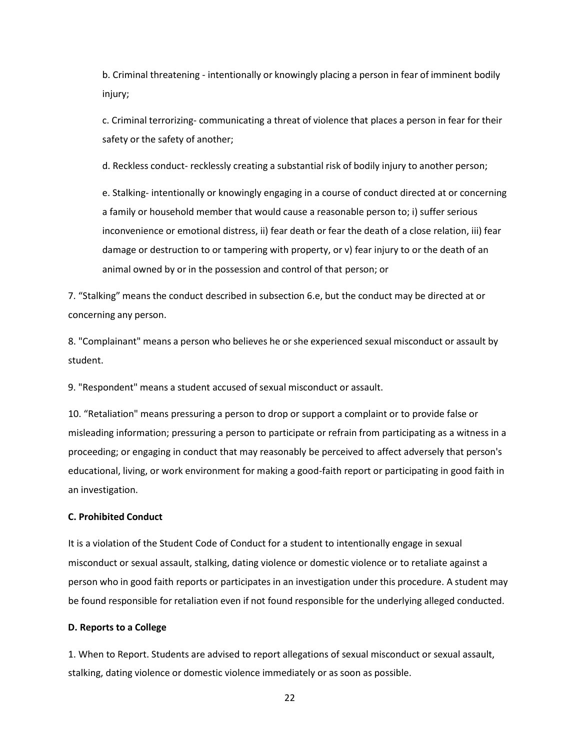b. Criminal threatening - intentionally or knowingly placing a person in fear of imminent bodily injury;

c. Criminal terrorizing- communicating a threat of violence that places a person in fear for their safety or the safety of another;

d. Reckless conduct- recklessly creating a substantial risk of bodily injury to another person;

e. Stalking- intentionally or knowingly engaging in a course of conduct directed at or concerning a family or household member that would cause a reasonable person to; i) suffer serious inconvenience or emotional distress, ii) fear death or fear the death of a close relation, iii) fear damage or destruction to or tampering with property, or v) fear injury to or the death of an animal owned by or in the possession and control of that person; or

7. "Stalking" means the conduct described in subsection 6.e, but the conduct may be directed at or concerning any person.

8. "Complainant" means a person who believes he or she experienced sexual misconduct or assault by student.

9. "Respondent" means a student accused of sexual misconduct or assault.

10. "Retaliation" means pressuring a person to drop or support a complaint or to provide false or misleading information; pressuring a person to participate or refrain from participating as a witness in a proceeding; or engaging in conduct that may reasonably be perceived to affect adversely that person's educational, living, or work environment for making a good-faith report or participating in good faith in an investigation.

**C. Prohibited Conduct**

It is a violation of the Student Code of Conduct for a student to intentionally engage in sexual misconduct or sexual assault, stalking, dating violence or domestic violence or to retaliate against a person who in good faith reports or participates in an investigation under this procedure. A student may be found responsible for retaliation even if not found responsible for the underlying alleged conducted.

**D. Reports to a College**

1. When to Report. Students are advised to report allegations of sexual misconduct or sexual assault, stalking, dating violence or domestic violence immediately or as soon as possible.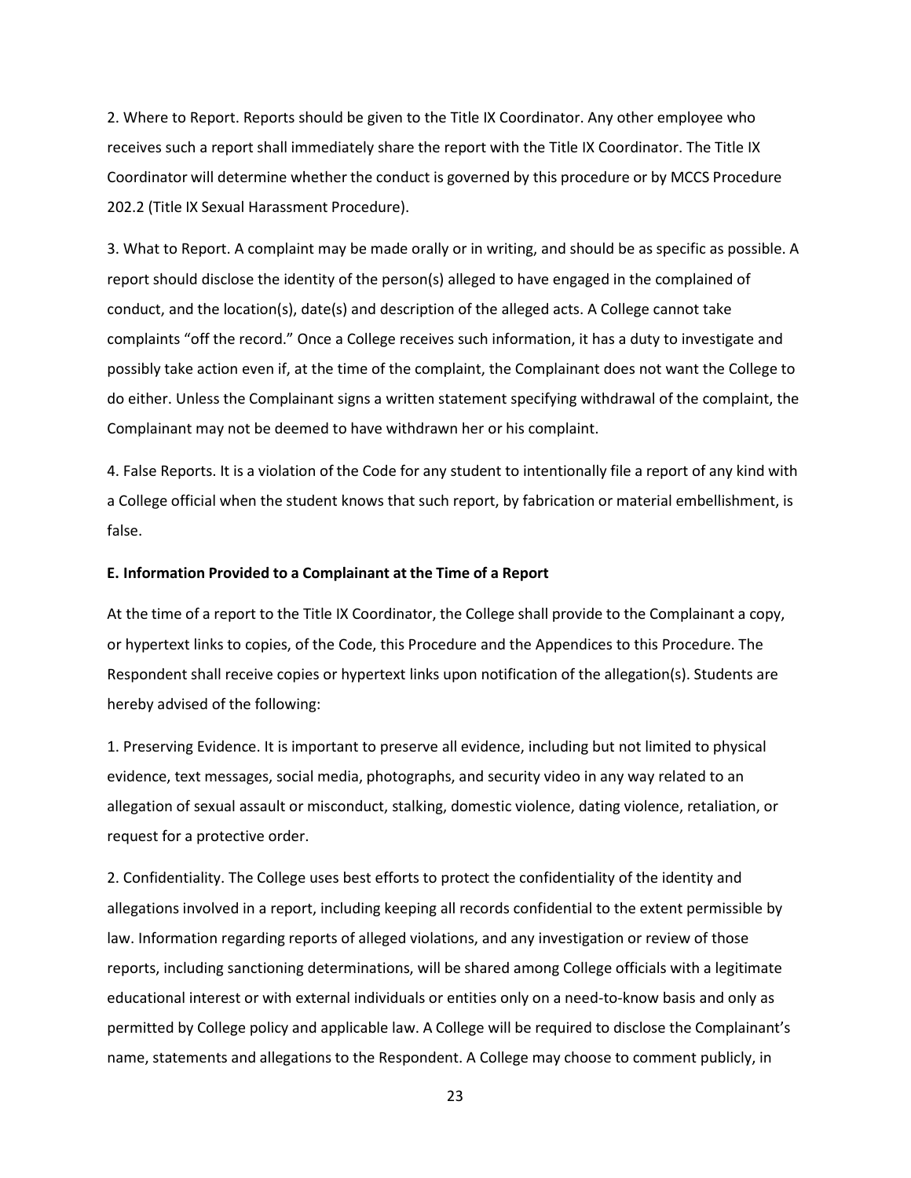2. Where to Report. Reports should be given to the Title IX Coordinator. Any other employee who receives such a report shall immediately share the report with the Title IX Coordinator. The Title IX Coordinator will determine whether the conduct is governed by this procedure or by MCCS Procedure 202.2 (Title IX Sexual Harassment Procedure).

3. What to Report. A complaint may be made orally or in writing, and should be as specific as possible. A report should disclose the identity of the person(s) alleged to have engaged in the complained of conduct, and the location(s), date(s) and description of the alleged acts. A College cannot take complaints "off the record." Once a College receives such information, it has a duty to investigate and possibly take action even if, at the time of the complaint, the Complainant does not want the College to do either. Unless the Complainant signs a written statement specifying withdrawal of the complaint, the Complainant may not be deemed to have withdrawn her or his complaint.

4. False Reports. It is a violation of the Code for any student to intentionally file a report of any kind with a College official when the student knows that such report, by fabrication or material embellishment, is false.

**E. Information Provided to a Complainant at the Time of a Report**

At the time of a report to the Title IX Coordinator, the College shall provide to the Complainant a copy, or hypertext links to copies, of the Code, this Procedure and the Appendices to this Procedure. The Respondent shall receive copies or hypertext links upon notification of the allegation(s). Students are hereby advised of the following:

1. Preserving Evidence. It is important to preserve all evidence, including but not limited to physical evidence, text messages, social media, photographs, and security video in any way related to an allegation of sexual assault or misconduct, stalking, domestic violence, dating violence, retaliation, or request for a protective order.

2. Confidentiality. The College uses best efforts to protect the confidentiality of the identity and allegations involved in a report, including keeping all records confidential to the extent permissible by law. Information regarding reports of alleged violations, and any investigation or review of those reports, including sanctioning determinations, will be shared among College officials with a legitimate educational interest or with external individuals or entities only on a need-to-know basis and only as permitted by College policy and applicable law. A College will be required to disclose the Complainant's name, statements and allegations to the Respondent. A College may choose to comment publicly, in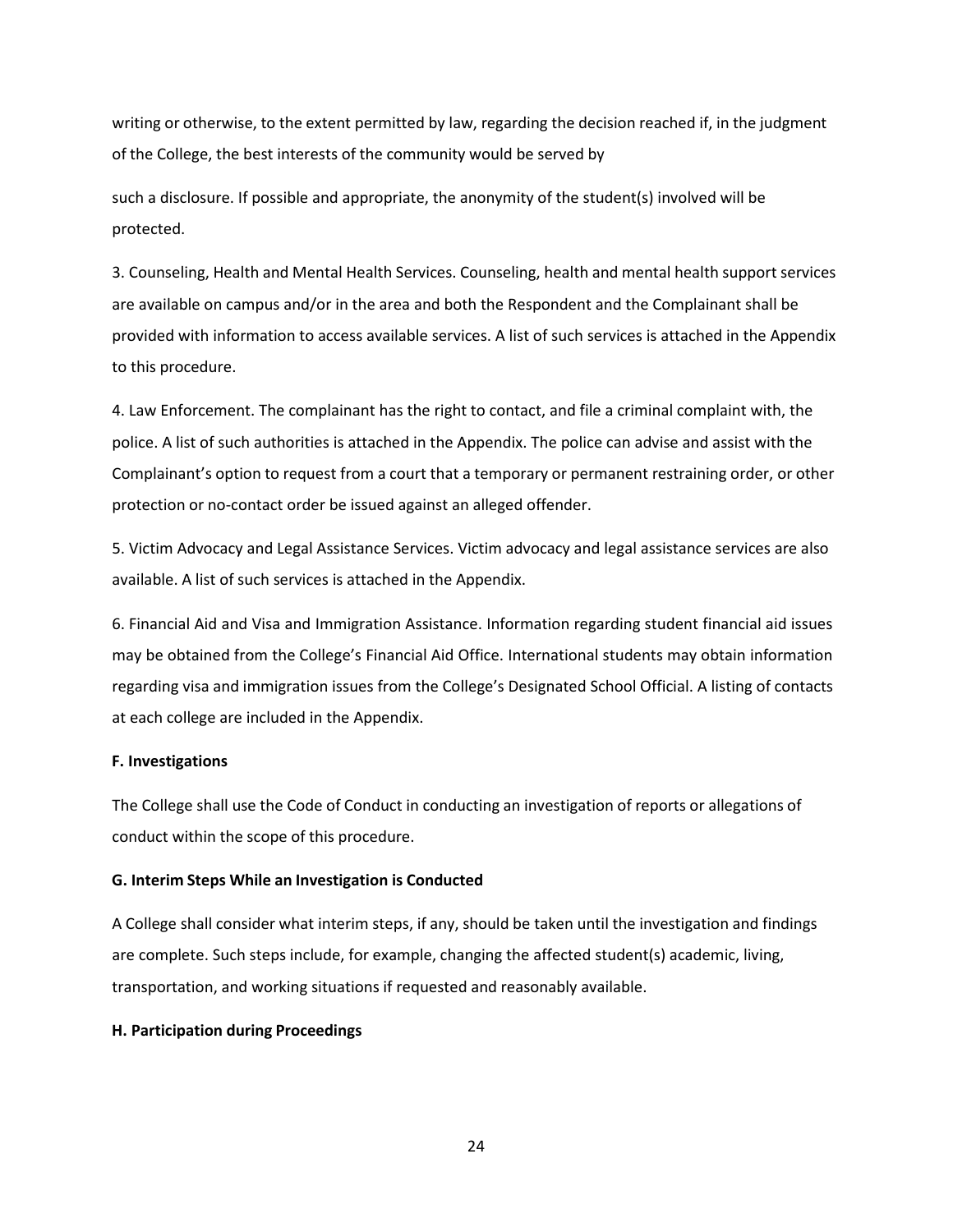writing or otherwise, to the extent permitted by law, regarding the decision reached if, in the judgment of the College, the best interests of the community would be served by

such a disclosure. If possible and appropriate, the anonymity of the student(s) involved will be protected.

3. Counseling, Health and Mental Health Services. Counseling, health and mental health support services are available on campus and/or in the area and both the Respondent and the Complainant shall be provided with information to access available services. A list of such services is attached in the Appendix to this procedure.

4. Law Enforcement. The complainant has the right to contact, and file a criminal complaint with, the police. A list of such authorities is attached in the Appendix. The police can advise and assist with the Complainant's option to request from a court that a temporary or permanent restraining order, or other protection or no-contact order be issued against an alleged offender.

5. Victim Advocacy and Legal Assistance Services. Victim advocacy and legal assistance services are also available. A list of such services is attached in the Appendix.

6. Financial Aid and Visa and Immigration Assistance. Information regarding student financial aid issues may be obtained from the College's Financial Aid Office. International students may obtain information regarding visa and immigration issues from the College's Designated School Official. A listing of contacts at each college are included in the Appendix.

**F. Investigations**

The College shall use the Code of Conduct in conducting an investigation of reports or allegations of conduct within the scope of this procedure.

**G. Interim Steps While an Investigation is Conducted**

A College shall consider what interim steps, if any, should be taken until the investigation and findings are complete. Such steps include, for example, changing the affected student(s) academic, living, transportation, and working situations if requested and reasonably available.

**H. Participation during Proceedings**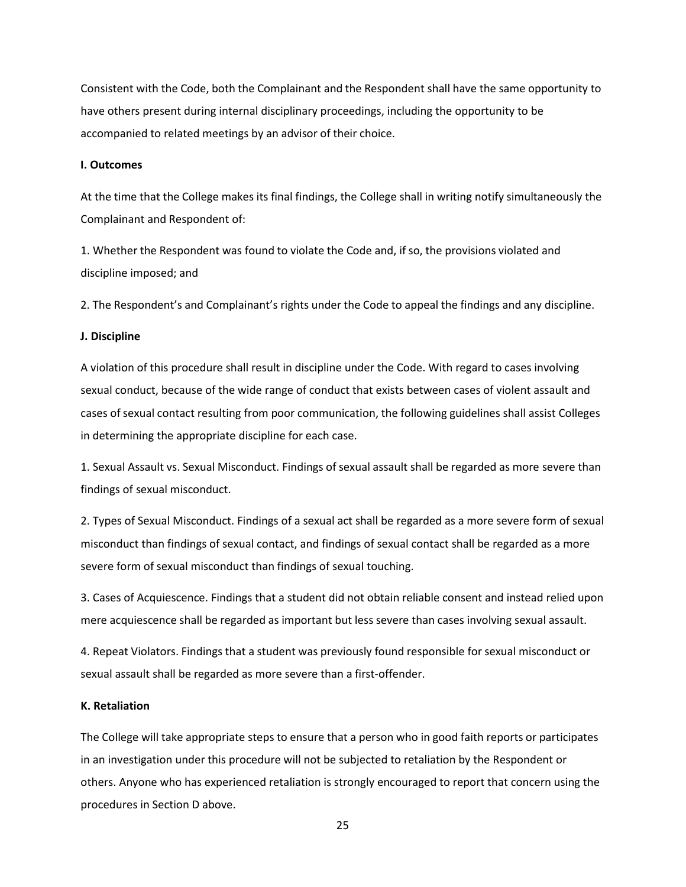Consistent with the Code, both the Complainant and the Respondent shall have the same opportunity to have others present during internal disciplinary proceedings, including the opportunity to be accompanied to related meetings by an advisor of their choice.

**I. Outcomes**

At the time that the College makes its final findings, the College shall in writing notify simultaneously the Complainant and Respondent of:

1. Whether the Respondent was found to violate the Code and, if so, the provisions violated and discipline imposed; and

2. The Respondent's and Complainant's rights under the Code to appeal the findings and any discipline.

**J. Discipline**

A violation of this procedure shall result in discipline under the Code. With regard to cases involving sexual conduct, because of the wide range of conduct that exists between cases of violent assault and cases of sexual contact resulting from poor communication, the following guidelines shall assist Colleges in determining the appropriate discipline for each case.

1. Sexual Assault vs. Sexual Misconduct. Findings of sexual assault shall be regarded as more severe than findings of sexual misconduct.

2. Types of Sexual Misconduct. Findings of a sexual act shall be regarded as a more severe form of sexual misconduct than findings of sexual contact, and findings of sexual contact shall be regarded as a more severe form of sexual misconduct than findings of sexual touching.

3. Cases of Acquiescence. Findings that a student did not obtain reliable consent and instead relied upon mere acquiescence shall be regarded as important but less severe than cases involving sexual assault.

4. Repeat Violators. Findings that a student was previously found responsible for sexual misconduct or sexual assault shall be regarded as more severe than a first-offender.

**K. Retaliation**

The College will take appropriate steps to ensure that a person who in good faith reports or participates in an investigation under this procedure will not be subjected to retaliation by the Respondent or others. Anyone who has experienced retaliation is strongly encouraged to report that concern using the procedures in Section D above.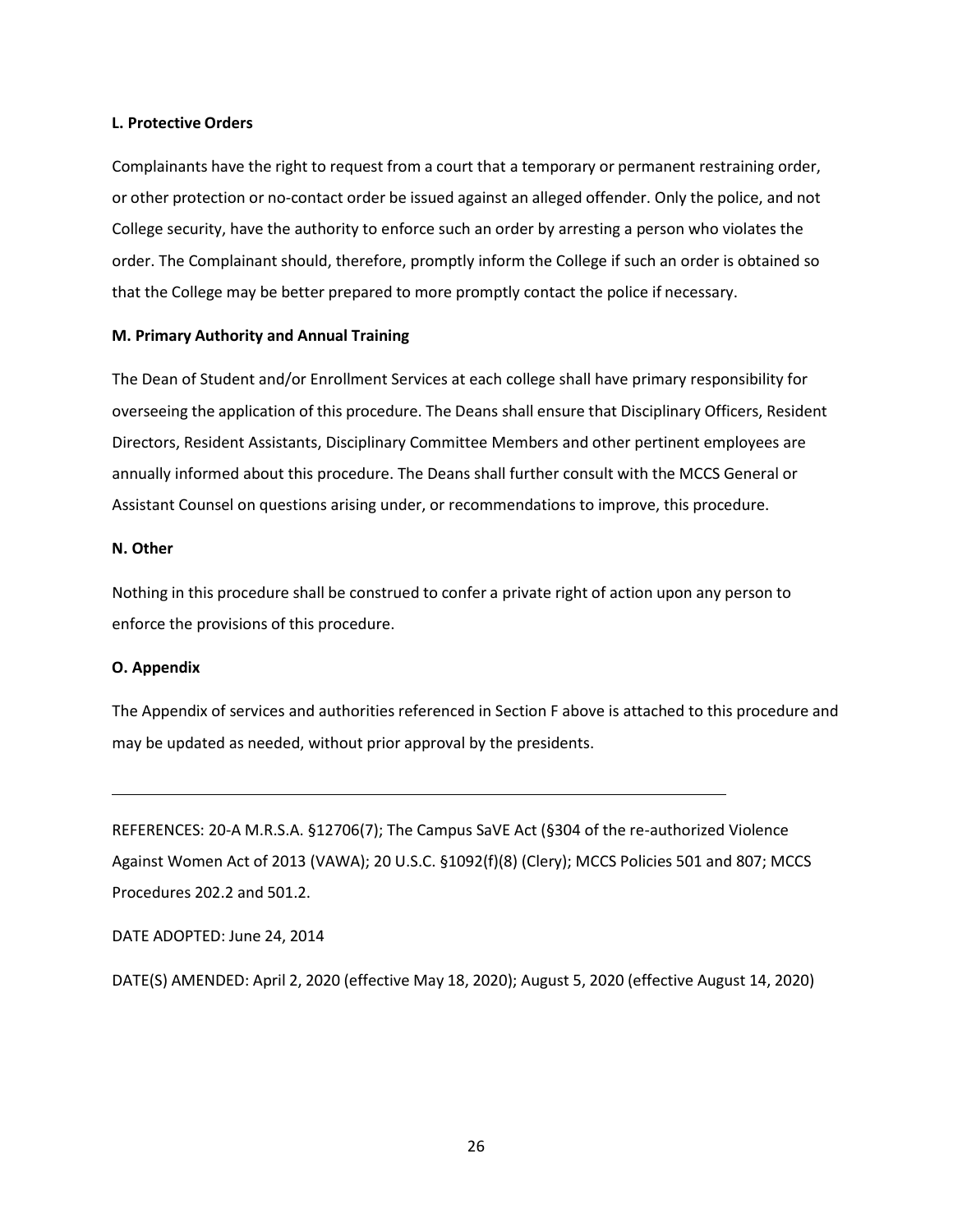**L. Protective Orders**

Complainants have the right to request from a court that a temporary or permanent restraining order, or other protection or no-contact order be issued against an alleged offender. Only the police, and not College security, have the authority to enforce such an order by arresting a person who violates the order. The Complainant should, therefore, promptly inform the College if such an order is obtained so that the College may be better prepared to more promptly contact the police if necessary.

**M. Primary Authority and Annual Training**

The Dean of Student and/or Enrollment Services at each college shall have primary responsibility for overseeing the application of this procedure. The Deans shall ensure that Disciplinary Officers, Resident Directors, Resident Assistants, Disciplinary Committee Members and other pertinent employees are annually informed about this procedure. The Deans shall further consult with the MCCS General or Assistant Counsel on questions arising under, or recommendations to improve, this procedure.

**N. Other**

Nothing in this procedure shall be construed to confer a private right of action upon any person to enforce the provisions of this procedure.

**O. Appendix**

The Appendix of services and authorities referenced in Section F above is attached to this procedure and may be updated as needed, without prior approval by the presidents.

---

REFERENCES: 20-A M.R.S.A. §12706(7); The Campus SaVE Act (§304 of the re-authorized Violence Against Women Act of 2013 (VAWA); 20 U.S.C. §1092(f)(8) (Clery); MCCS Policies 501 and 807; MCCS Procedures 202.2 and 501.2.

DATE ADOPTED: June 24, 2014

DATE(S) AMENDED: April 2, 2020 (effective May 18, 2020); August 5, 2020 (effective August 14, 2020)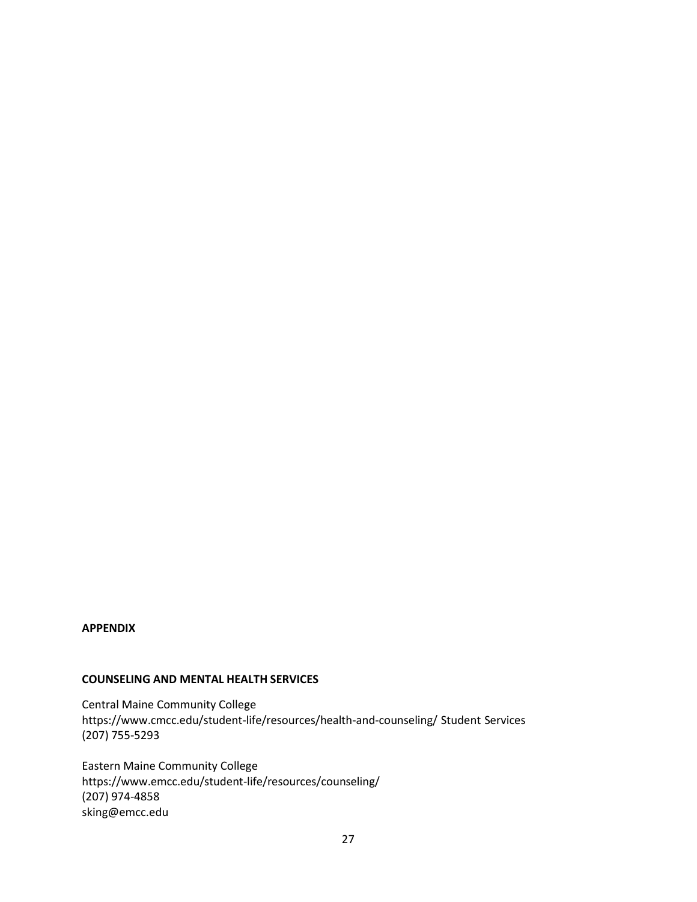**APPENDIX**

**COUNSELING AND MENTAL HEALTH SERVICES**

Central Maine Community College
https://www.cmcc.edu/student-life/resources/health-and-counseling/ Student Services
(207) 755-5293

Eastern Maine Community College
https://www.emcc.edu/student-life/resources/counseling/
(207) 974-4858
sking@emcc.edu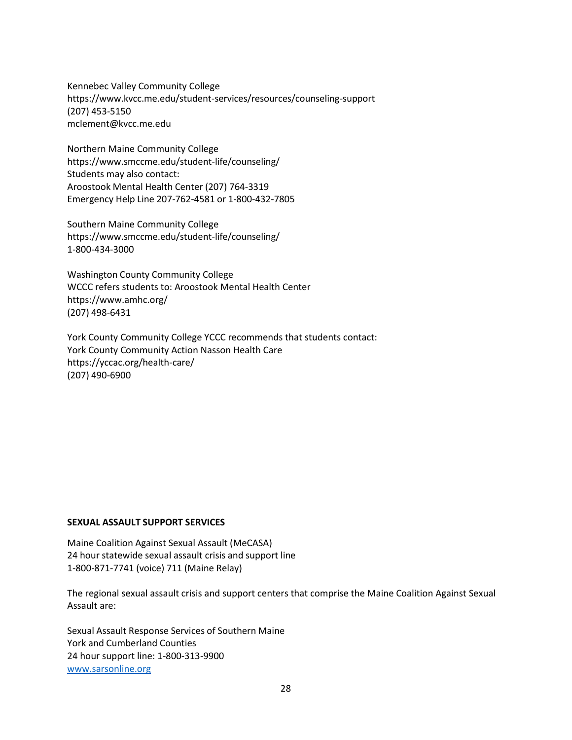Kennebec Valley Community College
https://www.kvcc.me.edu/student-services/resources/counseling-support
(207) 453-5150
mclement@kvcc.me.edu

Northern Maine Community College
https://www.smccme.edu/student-life/counseling/
Students may also contact:
Aroostook Mental Health Center (207) 764-3319
Emergency Help Line 207-762-4581 or 1-800-432-7805

Southern Maine Community College
https://www.smccme.edu/student-life/counseling/
1-800-434-3000

Washington County Community College
WCCC refers students to: Aroostook Mental Health Center
https://www.amhc.org/
(207) 498-6431

York County Community College YCCC recommends that students contact:
York County Community Action Nasson Health Care
https://yccac.org/health-care/
(207) 490-6900

**SEXUAL ASSAULT SUPPORT SERVICES**

Maine Coalition Against Sexual Assault (MeCASA)
24 hour statewide sexual assault crisis and support line
1-800-871-7741 (voice) 711 (Maine Relay)

The regional sexual assault crisis and support centers that comprise the Maine Coalition Against Sexual Assault are:

Sexual Assault Response Services of Southern Maine
York and Cumberland Counties
24 hour support line: 1-800-313-9900
[www.sarsonline.org](www.sarsonline.org)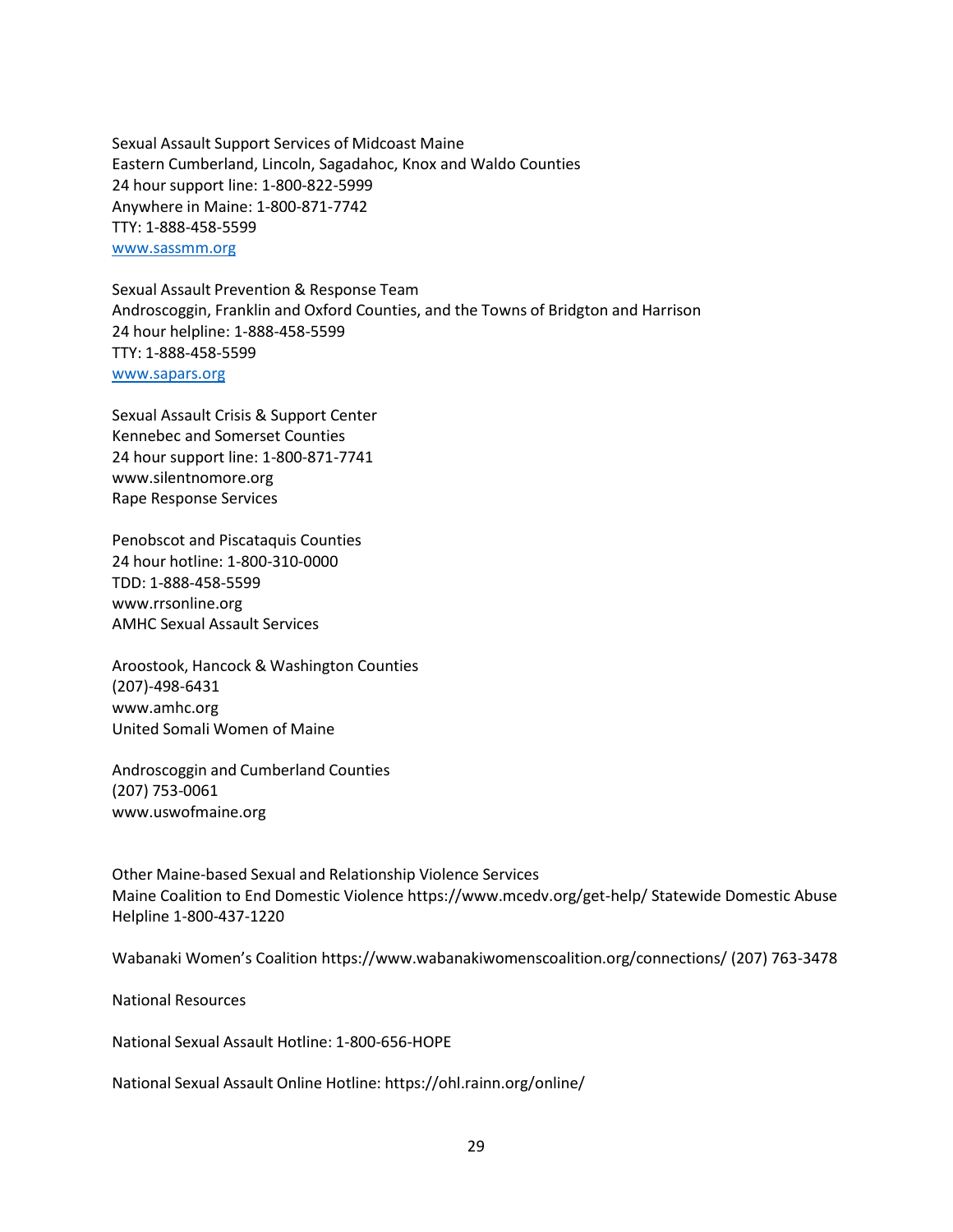Sexual Assault Support Services of Midcoast Maine
Eastern Cumberland, Lincoln, Sagadahoc, Knox and Waldo Counties
24 hour support line: 1-800-822-5999
Anywhere in Maine: 1-800-871-7742
TTY: 1-888-458-5599
[www.sassmm.org](http://www.sassmm.org)

Sexual Assault Prevention & Response Team
Androscoggin, Franklin and Oxford Counties, and the Towns of Bridgton and Harrison
24 hour helpline: 1-888-458-5599
TTY: 1-888-458-5599
[www.sapars.org](http://www.sapars.org)

Sexual Assault Crisis & Support Center
Kennebec and Somerset Counties
24 hour support line: 1-800-871-7741
www.silentnomore.org
Rape Response Services

Penobscot and Piscataquis Counties
24 hour hotline: 1-800-310-0000
TDD: 1-888-458-5599
www.rrsonline.org
AMHC Sexual Assault Services

Aroostook, Hancock & Washington Counties
(207)-498-6431
www.amhc.org
United Somali Women of Maine

Androscoggin and Cumberland Counties
(207) 753-0061
www.uswofmaine.org

Other Maine-based Sexual and Relationship Violence Services
Maine Coalition to End Domestic Violence https://www.mcedv.org/get-help/ Statewide Domestic Abuse Helpline 1-800-437-1220

Wabanaki Women's Coalition https://www.wabanakiwomenscoalition.org/connections/ (207) 763-3478

National Resources

National Sexual Assault Hotline: 1-800-656-HOPE

National Sexual Assault Online Hotline: https://ohl.rainn.org/online/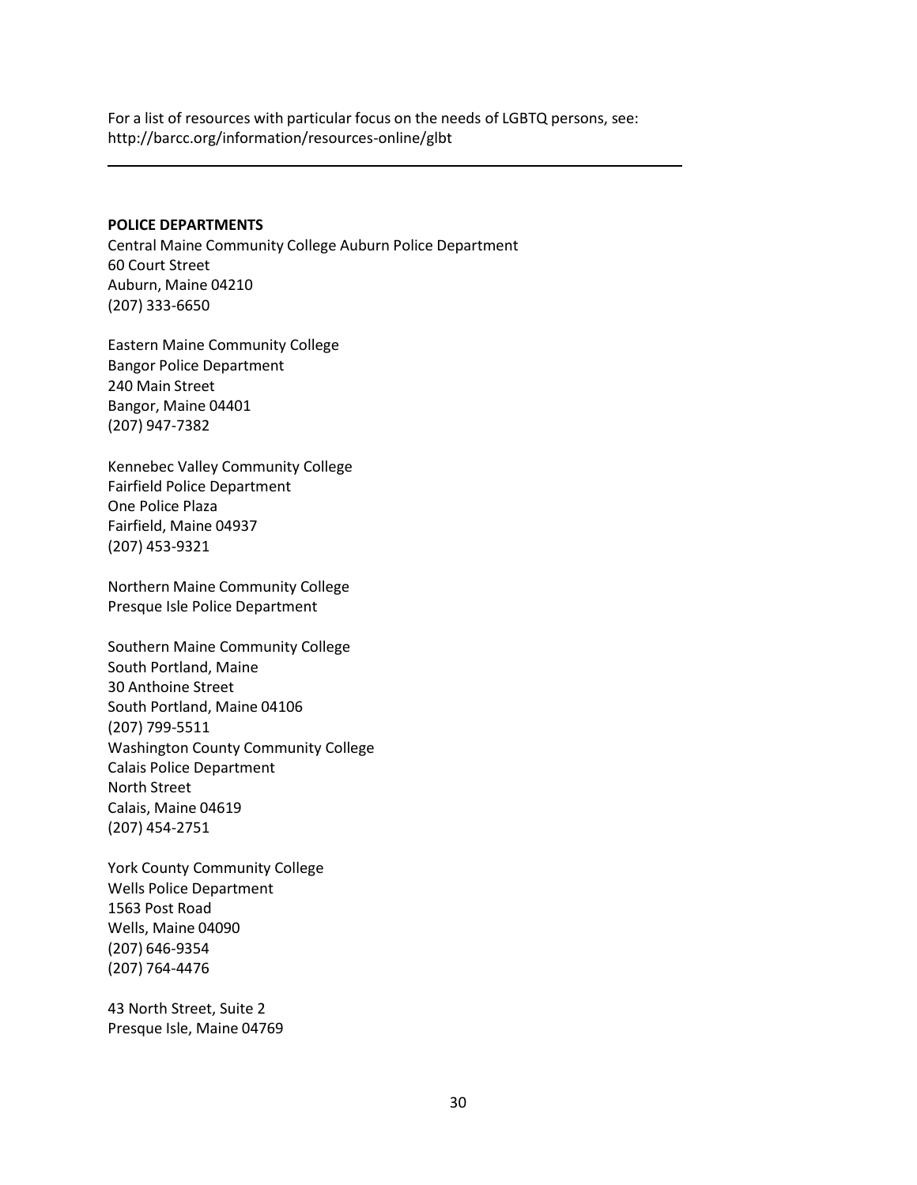For a list of resources with particular focus on the needs of LGBTQ persons, see: http://barcc.org/information/resources-online/glbt

---

**POLICE DEPARTMENTS**

Central Maine Community College Auburn Police Department
60 Court Street
Auburn, Maine 04210
(207) 333-6650

Eastern Maine Community College
Bangor Police Department
240 Main Street
Bangor, Maine 04401
(207) 947-7382

Kennebec Valley Community College
Fairfield Police Department
One Police Plaza
Fairfield, Maine 04937
(207) 453-9321

Northern Maine Community College
Presque Isle Police Department

Southern Maine Community College
South Portland, Maine
30 Anthoine Street
South Portland, Maine 04106
(207) 799-5511
Washington County Community College
Calais Police Department
North Street
Calais, Maine 04619
(207) 454-2751

York County Community College
Wells Police Department
1563 Post Road
Wells, Maine 04090
(207) 646-9354
(207) 764-4476

43 North Street, Suite 2
Presque Isle, Maine 04769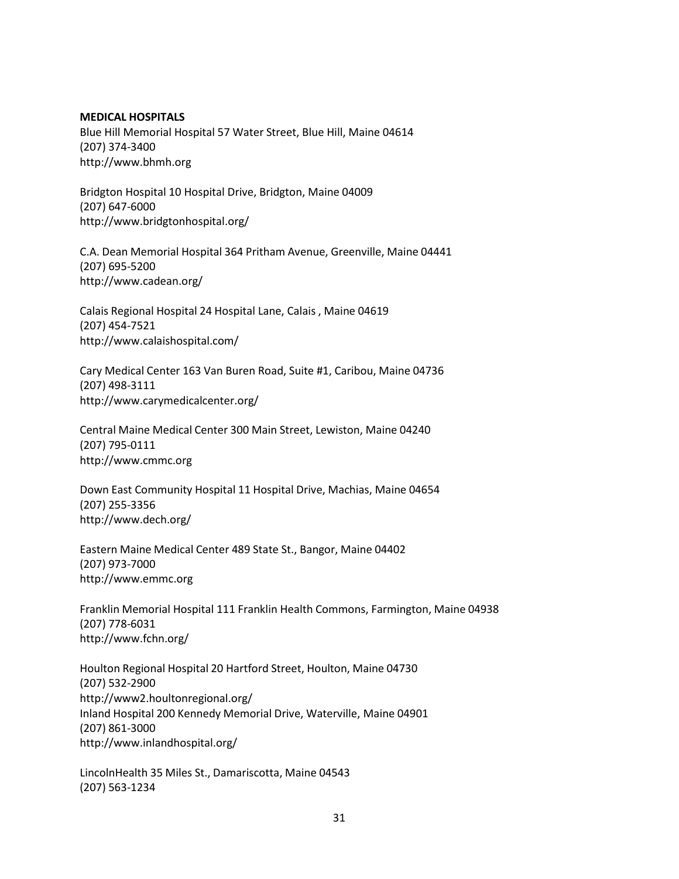**MEDICAL HOSPITALS**

Blue Hill Memorial Hospital 57 Water Street, Blue Hill, Maine 04614
(207) 374-3400
http://www.bhmh.org

Bridgton Hospital 10 Hospital Drive, Bridgton, Maine 04009
(207) 647-6000
http://www.bridgtonhospital.org/

C.A. Dean Memorial Hospital 364 Pritham Avenue, Greenville, Maine 04441
(207) 695-5200
http://www.cadean.org/

Calais Regional Hospital 24 Hospital Lane, Calais , Maine 04619
(207) 454-7521
http://www.calaishospital.com/

Cary Medical Center 163 Van Buren Road, Suite #1, Caribou, Maine 04736
(207) 498-3111
http://www.carymedicalcenter.org/

Central Maine Medical Center 300 Main Street, Lewiston, Maine 04240
(207) 795-0111
http://www.cmmc.org

Down East Community Hospital 11 Hospital Drive, Machias, Maine 04654
(207) 255-3356
http://www.dech.org/

Eastern Maine Medical Center 489 State St., Bangor, Maine 04402
(207) 973-7000
http://www.emmc.org

Franklin Memorial Hospital 111 Franklin Health Commons, Farmington, Maine 04938
(207) 778-6031
http://www.fchn.org/

Houlton Regional Hospital 20 Hartford Street, Houlton, Maine 04730
(207) 532-2900
http://www2.houltonregional.org/

Inland Hospital 200 Kennedy Memorial Drive, Waterville, Maine 04901
(207) 861-3000
http://www.inlandhospital.org/

LincolnHealth 35 Miles St., Damariscotta, Maine 04543
(207) 563-1234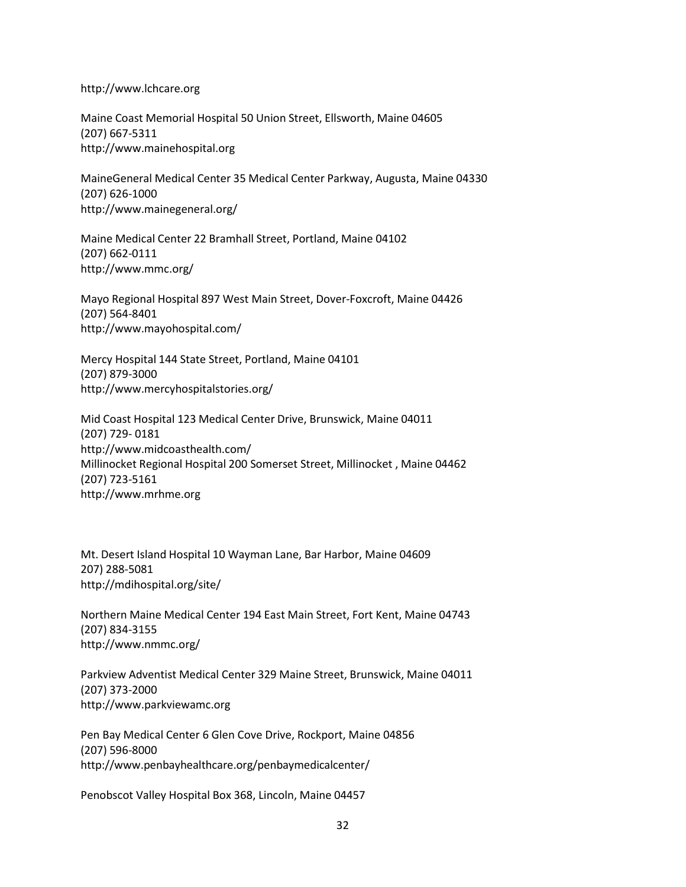http://www.lchcare.org

Maine Coast Memorial Hospital 50 Union Street, Ellsworth, Maine 04605
(207) 667-5311
http://www.mainehospital.org

MaineGeneral Medical Center 35 Medical Center Parkway, Augusta, Maine 04330
(207) 626-1000
http://www.mainegeneral.org/

Maine Medical Center 22 Bramhall Street, Portland, Maine 04102
(207) 662-0111
http://www.mmc.org/

Mayo Regional Hospital 897 West Main Street, Dover-Foxcroft, Maine 04426
(207) 564-8401
http://www.mayohospital.com/

Mercy Hospital 144 State Street, Portland, Maine 04101
(207) 879-3000
http://www.mercyhospitalstories.org/

Mid Coast Hospital 123 Medical Center Drive, Brunswick, Maine 04011
(207) 729- 0181
http://www.midcoasthealth.com/
Millinocket Regional Hospital 200 Somerset Street, Millinocket , Maine 04462
(207) 723-5161
http://www.mrhme.org

Mt. Desert Island Hospital 10 Wayman Lane, Bar Harbor, Maine 04609
207) 288-5081
http://mdihospital.org/site/

Northern Maine Medical Center 194 East Main Street, Fort Kent, Maine 04743
(207) 834-3155
http://www.nmmc.org/

Parkview Adventist Medical Center 329 Maine Street, Brunswick, Maine 04011
(207) 373-2000
http://www.parkviewamc.org

Pen Bay Medical Center 6 Glen Cove Drive, Rockport, Maine 04856
(207) 596-8000
http://www.penbayhealthcare.org/penbaymedicalcenter/

Penobscot Valley Hospital Box 368, Lincoln, Maine 04457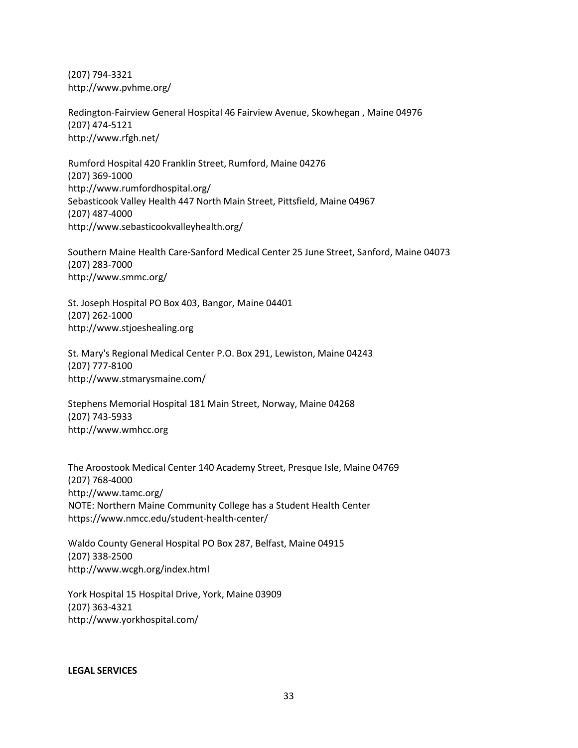(207) 794-3321
http://www.pvhme.org/

Redington-Fairview General Hospital 46 Fairview Avenue, Skowhegan , Maine 04976
(207) 474-5121
http://www.rfgh.net/

Rumford Hospital 420 Franklin Street, Rumford, Maine 04276
(207) 369-1000
http://www.rumfordhospital.org/
Sebasticook Valley Health 447 North Main Street, Pittsfield, Maine 04967
(207) 487-4000
http://www.sebasticookvalleyhealth.org/

Southern Maine Health Care-Sanford Medical Center 25 June Street, Sanford, Maine 04073
(207) 283-7000
http://www.smmc.org/

St. Joseph Hospital PO Box 403, Bangor, Maine 04401
(207) 262-1000
http://www.stjoeshealing.org

St. Mary's Regional Medical Center P.O. Box 291, Lewiston, Maine 04243
(207) 777-8100
http://www.stmarysmaine.com/

Stephens Memorial Hospital 181 Main Street, Norway, Maine 04268
(207) 743-5933
http://www.wmhcc.org

The Aroostook Medical Center 140 Academy Street, Presque Isle, Maine 04769
(207) 768-4000
http://www.tamc.org/
NOTE: Northern Maine Community College has a Student Health Center
https://www.nmcc.edu/student-health-center/

Waldo County General Hospital PO Box 287, Belfast, Maine 04915
(207) 338-2500
http://www.wcgh.org/index.html

York Hospital 15 Hospital Drive, York, Maine 03909
(207) 363-4321
http://www.yorkhospital.com/

**LEGAL SERVICES**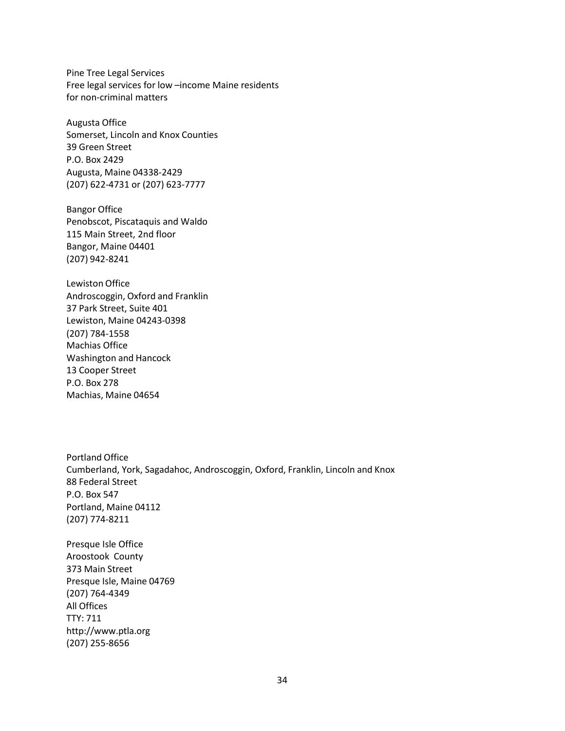Pine Tree Legal Services
Free legal services for low –income Maine residents
for non-criminal matters

Augusta Office
Somerset, Lincoln and Knox Counties
39 Green Street
P.O. Box 2429
Augusta, Maine 04338-2429
(207) 622-4731 or (207) 623-7777

Bangor Office
Penobscot, Piscataquis and Waldo
115 Main Street, 2nd floor
Bangor, Maine 04401
(207) 942-8241

Lewiston Office
Androscoggin, Oxford and Franklin
37 Park Street, Suite 401
Lewiston, Maine 04243-0398
(207) 784-1558
Machias Office
Washington and Hancock
13 Cooper Street
P.O. Box 278
Machias, Maine 04654

Portland Office
Cumberland, York, Sagadahoc, Androscoggin, Oxford, Franklin, Lincoln and Knox
88 Federal Street
P.O. Box 547
Portland, Maine 04112
(207) 774-8211

Presque Isle Office
Aroostook County
373 Main Street
Presque Isle, Maine 04769
(207) 764-4349
All Offices
TTY: 711
http://www.ptla.org
(207) 255-8656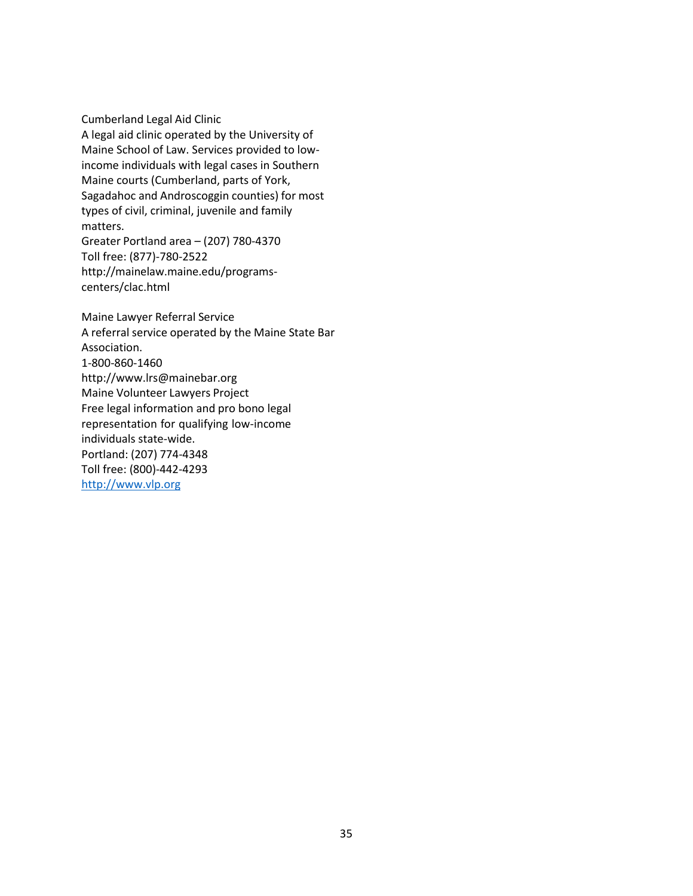Cumberland Legal Aid Clinic
A legal aid clinic operated by the University of Maine School of Law. Services provided to low-income individuals with legal cases in Southern Maine courts (Cumberland, parts of York, Sagadahoc and Androscoggin counties) for most types of civil, criminal, juvenile and family matters.
Greater Portland area – (207) 780-4370
Toll free: (877)-780-2522
http://mainelaw.maine.edu/programs-centers/clac.html

Maine Lawyer Referral Service
A referral service operated by the Maine State Bar Association.
1-800-860-1460
http://www.lrs@mainebar.org
Maine Volunteer Lawyers Project
Free legal information and pro bono legal representation for qualifying low-income individuals state-wide.
Portland: (207) 774-4348
Toll free: (800)-442-4293
http://www.vlp.org